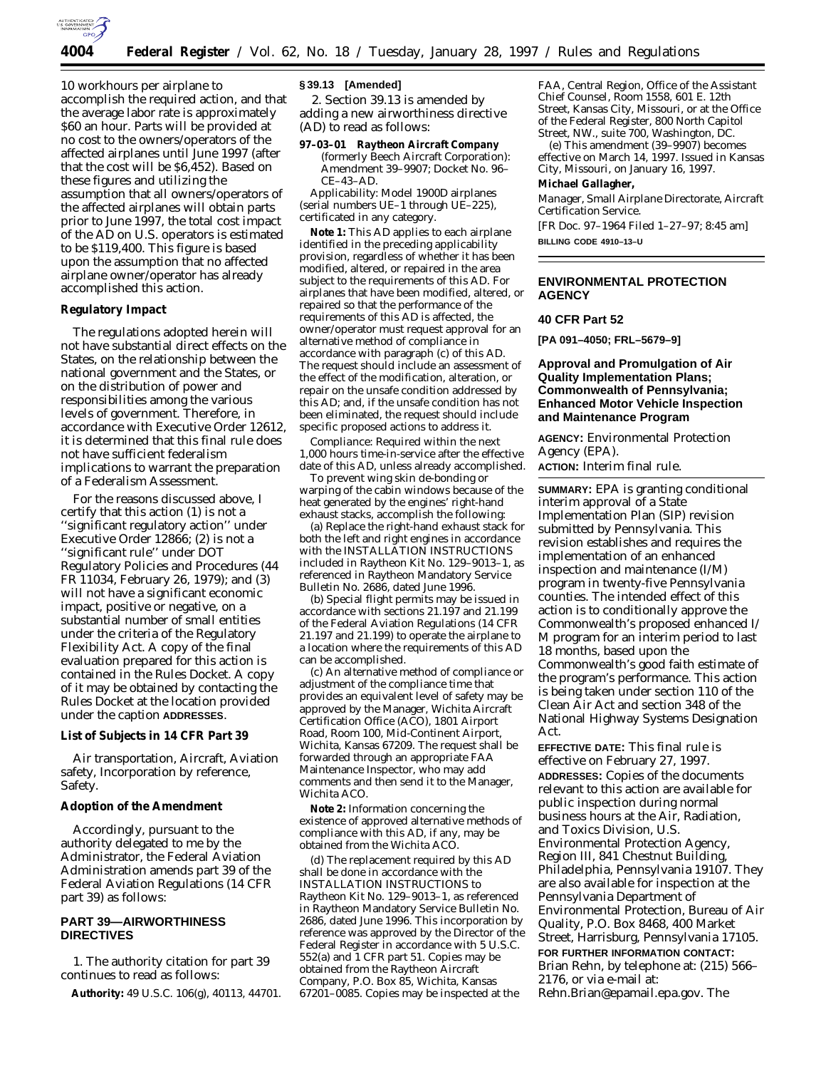10 workhours per airplane to accomplish the required action, and that the average labor rate is approximately $60 an hour. Parts will be provided at no cost to the owners/operators of the affected airplanes until June 1997 (after that the cost will be $6,452). Based on these figures and utilizing the assumption that all owners/operators of the affected airplanes will obtain parts prior to June 1997, the total cost impact of the AD on U.S. operators is estimated to be $119,400. This figure is based upon the assumption that no affected airplane owner/operator has already accomplished this action.

### Regulatory Impact

The regulations adopted herein will not have substantial direct effects on the States, on the relationship between the national government and the States, or on the distribution of power and responsibilities among the various levels of government. Therefore, in accordance with Executive Order 12612, it is determined that this final rule does not have sufficient federalism implications to warrant the preparation of a Federalism Assessment.

For the reasons discussed above, I certify that this action (1) is not a ''significant regulatory action'' under Executive Order 12866; (2) is not a ''significant rule'' under DOT Regulatory Policies and Procedures (44 FR 11034, February 26, 1979); and (3) will not have a significant economic impact, positive or negative, on a substantial number of small entities under the criteria of the Regulatory Flexibility Act. A copy of the final evaluation prepared for this action is contained in the Rules Docket. A copy of it may be obtained by contacting the Rules Docket at the location provided under the caption **ADDRESSES**.

### List of Subjects in 14 CFR Part 39

Air transportation, Aircraft, Aviation safety, Incorporation by reference, Safety.

### Adoption of the Amendment

Accordingly, pursuant to the authority delegated to me by the Administrator, the Federal Aviation Administration amends part 39 of the Federal Aviation Regulations (14 CFR part 39) as follows:

## PART 39—AIRWORTHINESS DIRECTIVES

1. The authority citation for part 39 continues to read as follows:

**Authority:** 49 U.S.C. 106(g), 40113, 44701.

### § 39.13 [Amended]

2. Section 39.13 is amended by adding a new airworthiness directive (AD) to read as follows:

**97–03–01 Raytheon Aircraft Company** (formerly Beech Aircraft Corporation): Amendment 39–9907; Docket No. 96–CE–43–AD.

*Applicability:* Model 1900D airplanes (serial numbers UE–1 through UE–225), certificated in any category.

**Note 1:** This AD applies to each airplane identified in the preceding applicability provision, regardless of whether it has been modified, altered, or repaired in the area subject to the requirements of this AD. For airplanes that have been modified, altered, or repaired so that the performance of the requirements of this AD is affected, the owner/operator must request approval for an alternative method of compliance in accordance with paragraph (c) of this AD. The request should include an assessment of the effect of the modification, alteration, or repair on the unsafe condition addressed by this AD; and, if the unsafe condition has not been eliminated, the request should include specific proposed actions to address it.

*Compliance:* Required within the next 1,000 hours time-in-service after the effective date of this AD, unless already accomplished.

To prevent wing skin de-bonding or warping of the cabin windows because of the heat generated by the engines' right-hand exhaust stacks, accomplish the following:

(a) Replace the right-hand exhaust stack for both the left and right engines in accordance with the INSTALLATION INSTRUCTIONS included in Raytheon Kit No. 129–9013–1, as referenced in Raytheon Mandatory Service Bulletin No. 2686, dated June 1996.

(b) Special flight permits may be issued in accordance with sections 21.197 and 21.199 of the Federal Aviation Regulations (14 CFR 21.197 and 21.199) to operate the airplane to a location where the requirements of this AD can be accomplished.

(c) An alternative method of compliance or adjustment of the compliance time that provides an equivalent level of safety may be approved by the Manager, Wichita Aircraft Certification Office (ACO), 1801 Airport Road, Room 100, Mid-Continent Airport, Wichita, Kansas 67209. The request shall be forwarded through an appropriate FAA Maintenance Inspector, who may add comments and then send it to the Manager, Wichita ACO.

**Note 2:** Information concerning the existence of approved alternative methods of compliance with this AD, if any, may be obtained from the Wichita ACO.

(d) The replacement required by this AD shall be done in accordance with the INSTALLATION INSTRUCTIONS to Raytheon Kit No. 129–9013–1, as referenced in Raytheon Mandatory Service Bulletin No. 2686, dated June 1996. This incorporation by reference was approved by the Director of the Federal Register in accordance with 5 U.S.C. 552(a) and 1 CFR part 51. Copies may be obtained from the Raytheon Aircraft Company, P.O. Box 85, Wichita, Kansas 67201–0085. Copies may be inspected at the FAA, Central Region, Office of the Assistant Chief Counsel, Room 1558, 601 E. 12th Street, Kansas City, Missouri, or at the Office of the Federal Register, 800 North Capitol Street, NW., suite 700, Washington, DC.

(e) This amendment (39–9907) becomes effective on March 14, 1997.

Issued in Kansas City, Missouri, on January 16, 1997.

**Michael Gallagher,**

*Manager, Small Airplane Directorate, Aircraft Certification Service.*

[FR Doc. 97–1964 Filed 1–27–97; 8:45 am]

**BILLING CODE 4910–13–U**

## ENVIRONMENTAL PROTECTION AGENCY

### 40 CFR Part 52

**[PA 091–4050; FRL–5679–9]**

## Approval and Promulgation of Air Quality Implementation Plans; Commonwealth of Pennsylvania; Enhanced Motor Vehicle Inspection and Maintenance Program

**AGENCY:** Environmental Protection Agency (EPA).

**ACTION:** Interim final rule.

**SUMMARY:** EPA is granting conditional interim approval of a State Implementation Plan (SIP) revision submitted by Pennsylvania. This revision establishes and requires the implementation of an enhanced inspection and maintenance (I/M) program in twenty-five Pennsylvania counties. The intended effect of this action is to conditionally approve the Commonwealth's proposed enhanced I/M program for an interim period to last 18 months, based upon the Commonwealth's good faith estimate of the program's performance. This action is being taken under section 110 of the Clean Air Act and section 348 of the National Highway Systems Designation Act.

**EFFECTIVE DATE:** This final rule is effective on February 27, 1997.

**ADDRESSES:** Copies of the documents relevant to this action are available for public inspection during normal business hours at the Air, Radiation, and Toxics Division, U.S. Environmental Protection Agency, Region III, 841 Chestnut Building, Philadelphia, Pennsylvania 19107. They are also available for inspection at the Pennsylvania Department of Environmental Protection, Bureau of Air Quality, P.O. Box 8468, 400 Market Street, Harrisburg, Pennsylvania 17105.

**FOR FURTHER INFORMATION CONTACT:** Brian Rehn, by telephone at: (215) 566–2176, or via e-mail at: Rehn.Brian@epamail.epa.gov. The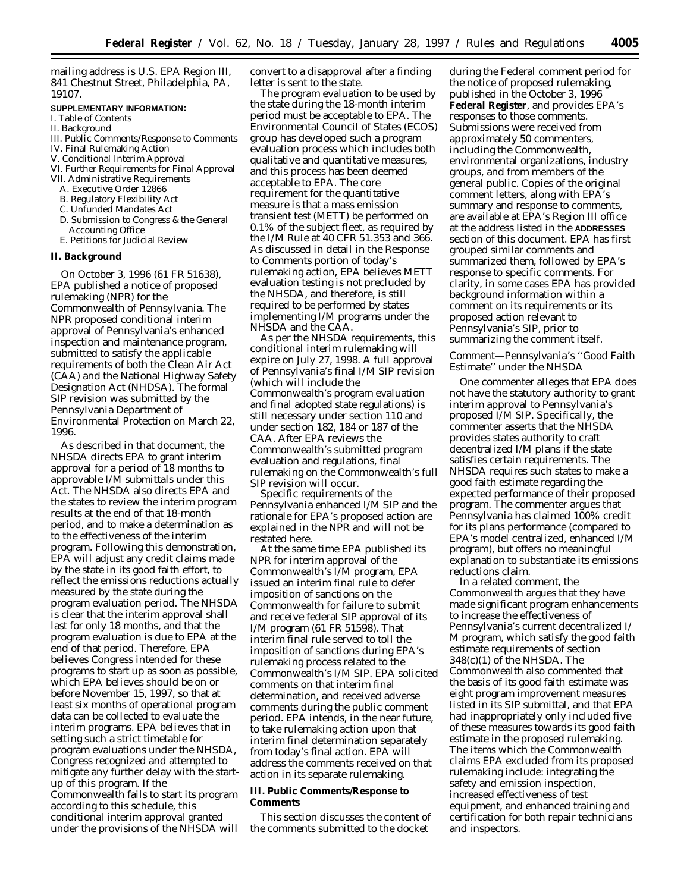mailing address is U.S. EPA Region III, 841 Chestnut Street, Philadelphia, PA, 19107.

**SUPPLEMENTARY INFORMATION:**

I. Table of Contents
II. Background
III. Public Comments/Response to Comments
IV. Final Rulemaking Action
V. Conditional Interim Approval
VI. Further Requirements for Final Approval
VII. Administrative Requirements
  A. Executive Order 12866
  B. Regulatory Flexibility Act
  C. Unfunded Mandates Act
  D. Submission to Congress & the General Accounting Office
  E. Petitions for Judicial Review

## II. Background

On October 3, 1996 (61 FR 51638), EPA published a notice of proposed rulemaking (NPR) for the Commonwealth of Pennsylvania. The NPR proposed conditional interim approval of Pennsylvania's enhanced inspection and maintenance program, submitted to satisfy the applicable requirements of both the Clean Air Act (CAA) and the National Highway Safety Designation Act (NHSDA). The formal SIP revision was submitted by the Pennsylvania Department of Environmental Protection on March 22, 1996.

As described in that document, the NHSDA directs EPA to grant interim approval for a period of 18 months to approvable I/M submittals under this Act. The NHSDA also directs EPA and the states to review the interim program results at the end of that 18-month period, and to make a determination as to the effectiveness of the interim program. Following this demonstration, EPA will adjust any credit claims made by the state in its good faith effort, to reflect the emissions reductions actually measured by the state during the program evaluation period. The NHSDA is clear that the interim approval shall last for only 18 months, and that the program evaluation is due to EPA at the end of that period. Therefore, EPA believes Congress intended for these programs to start up as soon as possible, which EPA believes should be on or before November 15, 1997, so that at least six months of operational program data can be collected to evaluate the interim programs. EPA believes that in setting such a strict timetable for program evaluations under the NHSDA, Congress recognized and attempted to mitigate any further delay with the start-up of this program. If the Commonwealth fails to start its program according to this schedule, this conditional interim approval granted under the provisions of the NHSDA will convert to a disapproval after a finding letter is sent to the state.

The program evaluation to be used by the state during the 18-month interim period must be acceptable to EPA. The Environmental Council of States (ECOS) group has developed such a program evaluation process which includes both qualitative and quantitative measures, and this process has been deemed acceptable to EPA. The core requirement for the quantitative measure is that a mass emission transient test (METT) be performed on 0.1% of the subject fleet, as required by the I/M Rule at 40 CFR 51.353 and 366. As discussed in detail in the Response to Comments portion of today's rulemaking action, EPA believes METT evaluation testing is not precluded by the NHSDA, and therefore, is still required to be performed by states implementing I/M programs under the NHSDA and the CAA.

As per the NHSDA requirements, this conditional interim rulemaking will expire on July 27, 1998. A full approval of Pennsylvania's final I/M SIP revision (which will include the Commonwealth's program evaluation and final adopted state regulations) is still necessary under section 110 and under section 182, 184 or 187 of the CAA. After EPA reviews the Commonwealth's submitted program evaluation and regulations, final rulemaking on the Commonwealth's full SIP revision will occur.

Specific requirements of the Pennsylvania enhanced I/M SIP and the rationale for EPA's proposed action are explained in the NPR and will not be restated here.

At the same time EPA published its NPR for interim approval of the Commonwealth's I/M program, EPA issued an interim final rule to defer imposition of sanctions on the Commonwealth for failure to submit and receive federal SIP approval of its I/M program (61 FR 51598). That interim final rule served to toll the imposition of sanctions during EPA's rulemaking process related to the Commonwealth's I/M SIP. EPA solicited comments on that interim final determination, and received adverse comments during the public comment period. EPA intends, in the near future, to take rulemaking action upon that interim final determination separately from today's final action. EPA will address the comments received on that action in its separate rulemaking.

## III. Public Comments/Response to Comments

This section discusses the content of the comments submitted to the docket during the Federal comment period for the notice of proposed rulemaking, published in the October 3, 1996 **Federal Register**, and provides EPA's responses to those comments. Submissions were received from approximately 50 commenters, including the Commonwealth, environmental organizations, industry groups, and from members of the general public. Copies of the original comment letters, along with EPA's summary and response to comments, are available at EPA's Region III office at the address listed in the **ADDRESSES** section of this document. EPA has first grouped similar comments and summarized them, followed by EPA's response to specific comments. For clarity, in some cases EPA has provided background information within a comment on its requirements or its proposed action relevant to Pennsylvania's SIP, prior to summarizing the comment itself.

*Comment—Pennsylvania's "Good Faith Estimate" under the NHSDA*

One commenter alleges that EPA does not have the statutory authority to grant interim approval to Pennsylvania's proposed I/M SIP. Specifically, the commenter asserts that the NHSDA provides states authority to craft decentralized I/M plans if the state satisfies certain requirements. The NHSDA requires such states to make a good faith estimate regarding the expected performance of their proposed program. The commenter argues that Pennsylvania has claimed 100% credit for its plans performance (compared to EPA's model centralized, enhanced I/M program), but offers no meaningful explanation to substantiate its emissions reductions claim.

In a related comment, the Commonwealth argues that they have made significant program enhancements to increase the effectiveness of Pennsylvania's current decentralized I/M program, which satisfy the good faith estimate requirements of section 348(c)(1) of the NHSDA. The Commonwealth also commented that the basis of its good faith estimate was eight program improvement measures listed in its SIP submittal, and that EPA had inappropriately only included five of these measures towards its good faith estimate in the proposed rulemaking. The items which the Commonwealth claims EPA excluded from its proposed rulemaking include: integrating the safety and emission inspection, increased effectiveness of test equipment, and enhanced training and certification for both repair technicians and inspectors.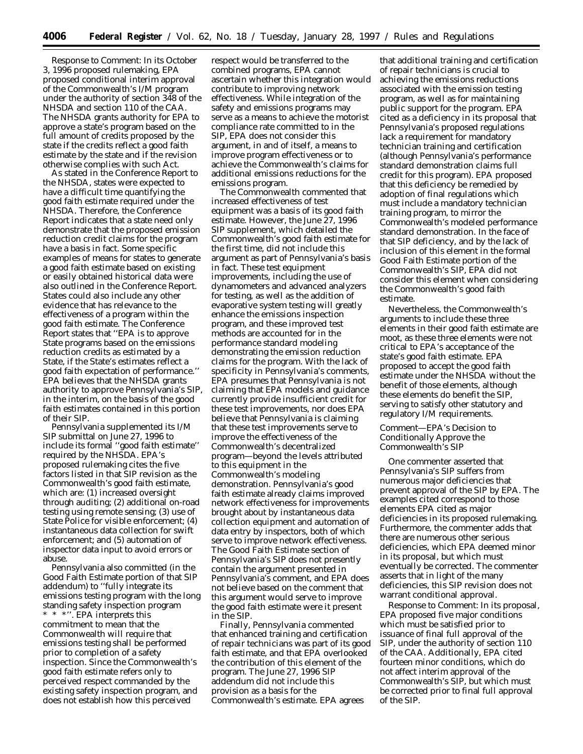Response to Comment: In its October 3, 1996 proposed rulemaking, EPA proposed conditional interim approval of the Commonwealth's I/M program under the authority of section 348 of the NHSDA and section 110 of the CAA. The NHSDA grants authority for EPA to approve a state's program based on the full amount of credits proposed by the state if the credits reflect a good faith estimate by the state and if the revision otherwise complies with such Act.

As stated in the Conference Report to the NHSDA, states were expected to have a difficult time quantifying the good faith estimate required under the NHSDA. Therefore, the Conference Report indicates that a state need only demonstrate that the proposed emission reduction credit claims for the program have a basis in fact. Some specific examples of means for states to generate a good faith estimate based on existing or easily obtained historical data were also outlined in the Conference Report. States could also include any other evidence that has relevance to the effectiveness of a program within the good faith estimate. The Conference Report states that ''EPA is to approve State programs based on the emissions reduction credits as estimated by a State, if the State's estimates reflect a good faith expectation of performance.'' EPA believes that the NHSDA grants authority to approve Pennsylvania's SIP, in the interim, on the basis of the good faith estimates contained in this portion of their SIP.

Pennsylvania supplemented its I/M SIP submittal on June 27, 1996 to include its formal ''good faith estimate'' required by the NHSDA. EPA's proposed rulemaking cites the five factors listed in that SIP revision as the Commonwealth's good faith estimate, which are: (1) increased oversight through auditing; (2) additional on-road testing using remote sensing; (3) use of State Police for visible enforcement; (4) instantaneous data collection for swift enforcement; and (5) automation of inspector data input to avoid errors or abuse.

Pennsylvania also committed (in the Good Faith Estimate portion of that SIP addendum) to ''fully integrate its emissions testing program with the long standing safety inspection program * * *''. EPA interprets this commitment to mean that the Commonwealth will require that emissions testing shall be performed prior to completion of a safety inspection. Since the Commonwealth's good faith estimate refers only to perceived respect commanded by the existing safety inspection program, and does not establish how this perceived respect would be transferred to the combined programs, EPA cannot ascertain whether this integration would contribute to improving network effectiveness. While integration of the safety and emissions programs may serve as a means to achieve the motorist compliance rate committed to in the SIP, EPA does not consider this argument, in and of itself, a means to improve program effectiveness or to achieve the Commonwealth's claims for additional emissions reductions for the emissions program.

The Commonwealth commented that increased effectiveness of test equipment was a basis of its good faith estimate. However, the June 27, 1996 SIP supplement, which detailed the Commonwealth's good faith estimate for the first time, did not include this argument as part of Pennsylvania's basis in fact. These test equipment improvements, including the use of dynamometers and advanced analyzers for testing, as well as the addition of evaporative system testing will greatly enhance the emissions inspection program, and these improved test methods are accounted for in the performance standard modeling demonstrating the emission reduction claims for the program. With the lack of specificity in Pennsylvania's comments, EPA presumes that Pennsylvania is not claiming that EPA models and guidance currently provide insufficient credit for these test improvements, nor does EPA believe that Pennsylvania is claiming that these test improvements serve to improve the effectiveness of the Commonwealth's decentralized program—beyond the levels attributed to this equipment in the Commonwealth's modeling demonstration. Pennsylvania's good faith estimate already claims improved network effectiveness for improvements brought about by instantaneous data collection equipment and automation of data entry by inspectors, both of which serve to improve network effectiveness. The Good Faith Estimate section of Pennsylvania's SIP does not presently contain the argument presented in Pennsylvania's comment, and EPA does not believe based on the comment that this argument would serve to improve the good faith estimate were it present in the SIP.

Finally, Pennsylvania commented that enhanced training and certification of repair technicians was part of its good faith estimate, and that EPA overlooked the contribution of this element of the program. The June 27, 1996 SIP addendum did not include this provision as a basis for the Commonwealth's estimate. EPA agrees that additional training and certification of repair technicians is crucial to achieving the emissions reductions associated with the emission testing program, as well as for maintaining public support for the program. EPA cited as a deficiency in its proposal that Pennsylvania's proposed regulations lack a requirement for mandatory technician training and certification (although Pennsylvania's performance standard demonstration claims full credit for this program). EPA proposed that this deficiency be remedied by adoption of final regulations which must include a mandatory technician training program, to mirror the Commonwealth's modeled performance standard demonstration. In the face of that SIP deficiency, and by the lack of inclusion of this element in the formal Good Faith Estimate portion of the Commonwealth's SIP, EPA did not consider this element when considering the Commonwealth's good faith estimate.

Nevertheless, the Commonwealth's arguments to include these three elements in their good faith estimate are moot, as these three elements were not critical to EPA's acceptance of the state's good faith estimate. EPA proposed to accept the good faith estimate under the NHSDA without the benefit of those elements, although these elements do benefit the SIP, serving to satisfy other statutory and regulatory I/M requirements.

Comment—EPA's Decision to Conditionally Approve the Commonwealth's SIP

One commenter asserted that Pennsylvania's SIP suffers from numerous major deficiencies that prevent approval of the SIP by EPA. The examples cited correspond to those elements EPA cited as major deficiencies in its proposed rulemaking. Furthermore, the commenter adds that there are numerous other serious deficiencies, which EPA deemed minor in its proposal, but which must eventually be corrected. The commenter asserts that in light of the many deficiencies, this SIP revision does not warrant conditional approval.

Response to Comment: In its proposal, EPA proposed five major conditions which must be satisfied prior to issuance of final full approval of the SIP, under the authority of section 110 of the CAA. Additionally, EPA cited fourteen minor conditions, which do not affect interim approval of the Commonwealth's SIP, but which must be corrected prior to final full approval of the SIP.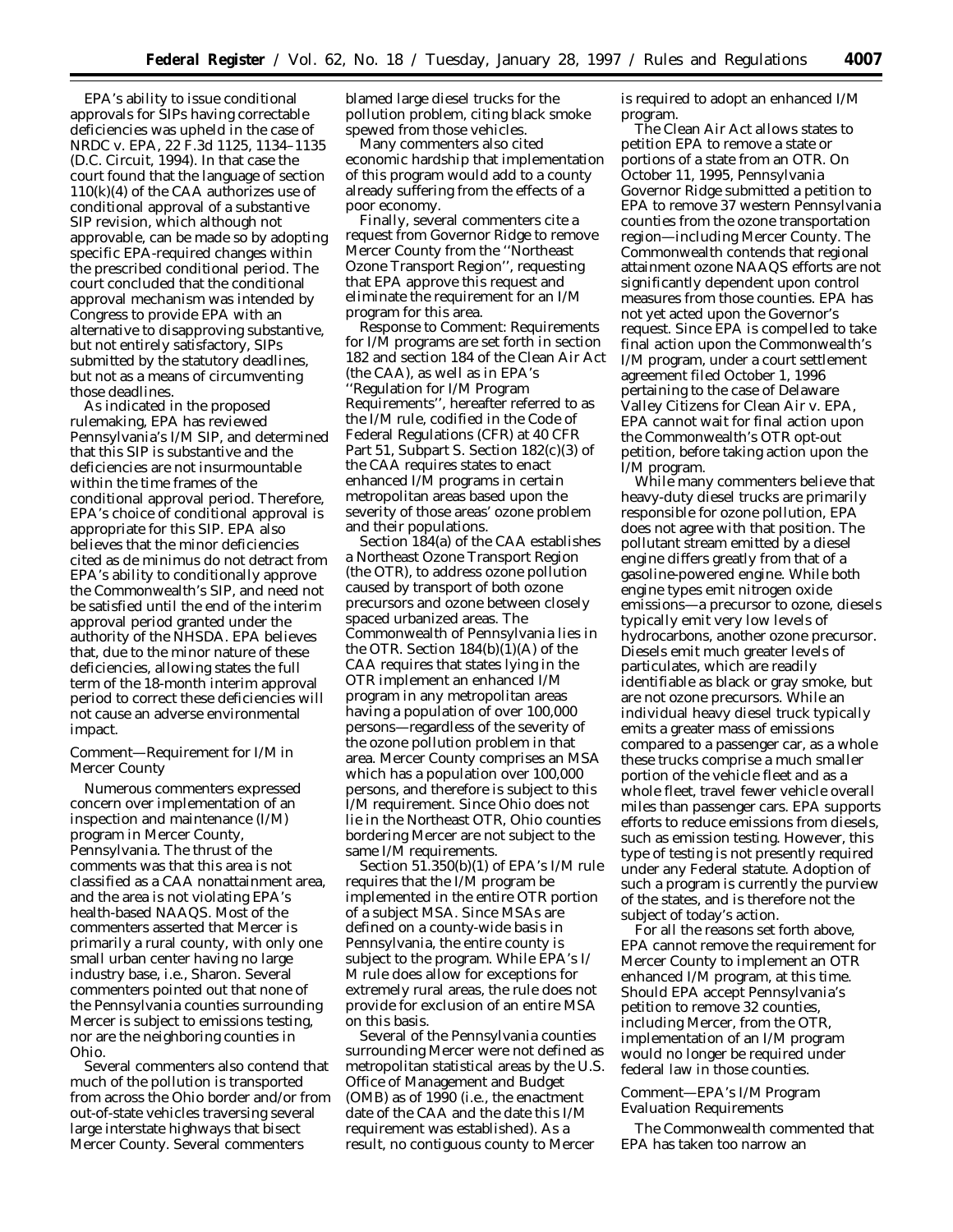EPA's ability to issue conditional approvals for SIPs having correctable deficiencies was upheld in the case of NRDC v. EPA, 22 F.3d 1125, 1134–1135 (D.C. Circuit, 1994). In that case the court found that the language of section 110(k)(4) of the CAA authorizes use of conditional approval of a substantive SIP revision, which although not approvable, can be made so by adopting specific EPA-required changes within the prescribed conditional period. The court concluded that the conditional approval mechanism was intended by Congress to provide EPA with an alternative to disapproving substantive, but not entirely satisfactory, SIPs submitted by the statutory deadlines, but not as a means of circumventing those deadlines.

As indicated in the proposed rulemaking, EPA has reviewed Pennsylvania's I/M SIP, and determined that this SIP is substantive and the deficiencies are not insurmountable within the time frames of the conditional approval period. Therefore, EPA's choice of conditional approval is appropriate for this SIP. EPA also believes that the minor deficiencies cited as de minimus do not detract from EPA's ability to conditionally approve the Commonwealth's SIP, and need not be satisfied until the end of the interim approval period granted under the authority of the NHSDA. EPA believes that, due to the minor nature of these deficiencies, allowing states the full term of the 18-month interim approval period to correct these deficiencies will not cause an adverse environmental impact.

*Comment—Requirement for I/M in Mercer County*

Numerous commenters expressed concern over implementation of an inspection and maintenance (I/M) program in Mercer County, Pennsylvania. The thrust of the comments was that this area is not classified as a CAA nonattainment area, and the area is not violating EPA's health-based NAAQS. Most of the commenters asserted that Mercer is primarily a rural county, with only one small urban center having no large industry base, i.e., Sharon. Several commenters pointed out that none of the Pennsylvania counties surrounding Mercer is subject to emissions testing, nor are the neighboring counties in Ohio.

Several commenters also contend that much of the pollution is transported from across the Ohio border and/or from out-of-state vehicles traversing several large interstate highways that bisect Mercer County. Several commenters blamed large diesel trucks for the pollution problem, citing black smoke spewed from those vehicles.

Many commenters also cited economic hardship that implementation of this program would add to a county already suffering from the effects of a poor economy.

Finally, several commenters cite a request from Governor Ridge to remove Mercer County from the "Northeast Ozone Transport Region", requesting that EPA approve this request and eliminate the requirement for an I/M program for this area.

*Response to Comment:* Requirements for I/M programs are set forth in section 182 and section 184 of the Clean Air Act (the CAA), as well as in EPA's "Regulation for I/M Program Requirements", hereafter referred to as the I/M rule, codified in the Code of Federal Regulations (CFR) at 40 CFR Part 51, Subpart S. Section 182(c)(3) of the CAA requires states to enact enhanced I/M programs in certain metropolitan areas based upon the severity of those areas' ozone problem and their populations.

Section 184(a) of the CAA establishes a Northeast Ozone Transport Region (the OTR), to address ozone pollution caused by transport of both ozone precursors and ozone between closely spaced urbanized areas. The Commonwealth of Pennsylvania lies in the OTR. Section 184(b)(1)(A) of the CAA requires that states lying in the OTR implement an enhanced I/M program in any metropolitan areas having a population of over 100,000 persons—regardless of the severity of the ozone pollution problem in that area. Mercer County comprises an MSA which has a population over 100,000 persons, and therefore is subject to this I/M requirement. Since Ohio does not lie in the Northeast OTR, Ohio counties bordering Mercer are not subject to the same I/M requirements.

Section 51.350(b)(1) of EPA's I/M rule requires that the I/M program be implemented in the entire OTR portion of a subject MSA. Since MSAs are defined on a county-wide basis in Pennsylvania, the entire county is subject to the program. While EPA's I/M rule does allow for exceptions for extremely rural areas, the rule does not provide for exclusion of an entire MSA on this basis.

Several of the Pennsylvania counties surrounding Mercer were not defined as metropolitan statistical areas by the U.S. Office of Management and Budget (OMB) as of 1990 (i.e., the enactment date of the CAA and the date this I/M requirement was established). As a result, no contiguous county to Mercer is required to adopt an enhanced I/M program.

The Clean Air Act allows states to petition EPA to remove a state or portions of a state from an OTR. On October 11, 1995, Pennsylvania Governor Ridge submitted a petition to EPA to remove 37 western Pennsylvania counties from the ozone transportation region—including Mercer County. The Commonwealth contends that regional attainment ozone NAAQS efforts are not significantly dependent upon control measures from those counties. EPA has not yet acted upon the Governor's request. Since EPA is compelled to take final action upon the Commonwealth's I/M program, under a court settlement agreement filed October 1, 1996 pertaining to the case of Delaware Valley Citizens for Clean Air v. EPA, EPA cannot wait for final action upon the Commonwealth's OTR opt-out petition, before taking action upon the I/M program.

While many commenters believe that heavy-duty diesel trucks are primarily responsible for ozone pollution, EPA does not agree with that position. The pollutant stream emitted by a diesel engine differs greatly from that of a gasoline-powered engine. While both engine types emit nitrogen oxide emissions—a precursor to ozone, diesels typically emit very low levels of hydrocarbons, another ozone precursor. Diesels emit much greater levels of particulates, which are readily identifiable as black or gray smoke, but are not ozone precursors. While an individual heavy diesel truck typically emits a greater mass of emissions compared to a passenger car, as a whole these trucks comprise a much smaller portion of the vehicle fleet and as a whole fleet, travel fewer vehicle overall miles than passenger cars. EPA supports efforts to reduce emissions from diesels, such as emission testing. However, this type of testing is not presently required under any Federal statute. Adoption of such a program is currently the purview of the states, and is therefore not the subject of today's action.

For all the reasons set forth above, EPA cannot remove the requirement for Mercer County to implement an OTR enhanced I/M program, at this time. Should EPA accept Pennsylvania's petition to remove 32 counties, including Mercer, from the OTR, implementation of an I/M program would no longer be required under federal law in those counties.

*Comment—EPA's I/M Program Evaluation Requirements*

The Commonwealth commented that EPA has taken too narrow an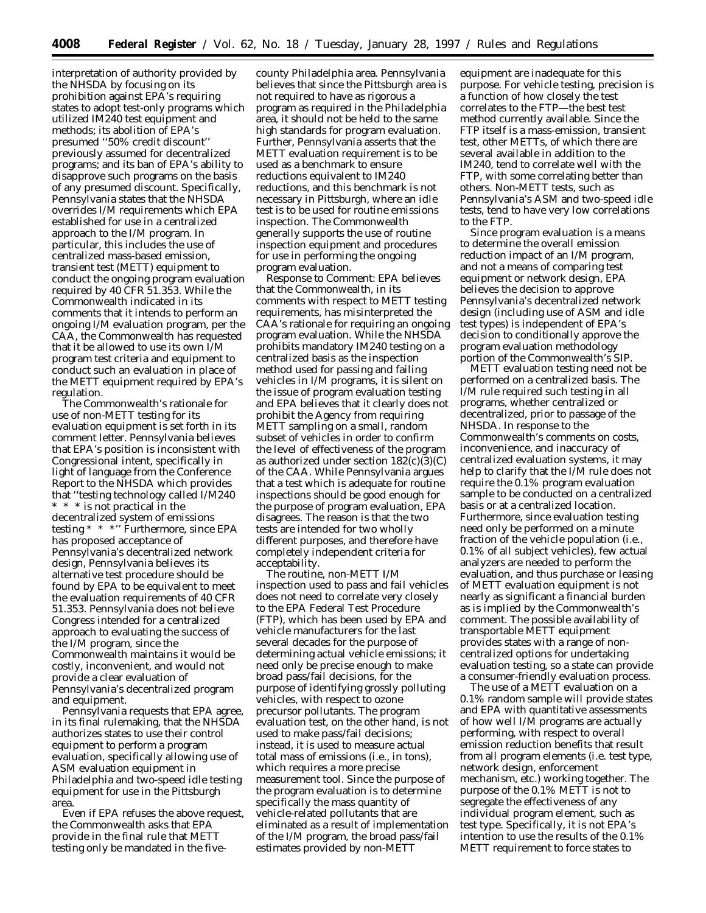interpretation of authority provided by the NHSDA by focusing on its prohibition against EPA's requiring states to adopt test-only programs which utilized IM240 test equipment and methods; its abolition of EPA's presumed ''50% credit discount'' previously assumed for decentralized programs; and its ban of EPA's ability to disapprove such programs on the basis of any presumed discount. Specifically, Pennsylvania states that the NHSDA overrides I/M requirements which EPA established for use in a centralized approach to the I/M program. In particular, this includes the use of centralized mass-based emission, transient test (METT) equipment to conduct the ongoing program evaluation required by 40 CFR 51.353. While the Commonwealth indicated in its comments that it intends to perform an ongoing I/M evaluation program, per the CAA, the Commonwealth has requested that it be allowed to use its own I/M program test criteria and equipment to conduct such an evaluation in place of the METT equipment required by EPA's regulation.

The Commonwealth's rationale for use of non-METT testing for its evaluation equipment is set forth in its comment letter. Pennsylvania believes that EPA's position is inconsistent with Congressional intent, specifically in light of language from the Conference Report to the NHSDA which provides that ''testing technology called I/M240 * * * is not practical in the decentralized system of emissions testing * * *'' Furthermore, since EPA has proposed acceptance of Pennsylvania's decentralized network design, Pennsylvania believes its alternative test procedure should be found by EPA to be equivalent to meet the evaluation requirements of 40 CFR 51.353. Pennsylvania does not believe Congress intended for a centralized approach to evaluating the success of the I/M program, since the Commonwealth maintains it would be costly, inconvenient, and would not provide a clear evaluation of Pennsylvania's decentralized program and equipment.

Pennsylvania requests that EPA agree, in its final rulemaking, that the NHSDA authorizes states to use their control equipment to perform a program evaluation, specifically allowing use of ASM evaluation equipment in Philadelphia and two-speed idle testing equipment for use in the Pittsburgh area.

Even if EPA refuses the above request, the Commonwealth asks that EPA provide in the final rule that METT testing only be mandated in the five-county Philadelphia area. Pennsylvania believes that since the Pittsburgh area is not required to have as rigorous a program as required in the Philadelphia area, it should not be held to the same high standards for program evaluation. Further, Pennsylvania asserts that the METT evaluation requirement is to be used as a benchmark to ensure reductions equivalent to IM240 reductions, and this benchmark is not necessary in Pittsburgh, where an idle test is to be used for routine emissions inspection. The Commonwealth generally supports the use of routine inspection equipment and procedures for use in performing the ongoing program evaluation.

*Response to Comment:* EPA believes that the Commonwealth, in its comments with respect to METT testing requirements, has misinterpreted the CAA's rationale for requiring an ongoing program evaluation. While the NHSDA prohibits mandatory IM240 testing on a centralized basis as the inspection method used for passing and failing vehicles in I/M programs, it is silent on the issue of program evaluation testing and EPA believes that it clearly does not prohibit the Agency from requiring METT sampling on a small, random subset of vehicles in order to confirm the level of effectiveness of the program as authorized under section 182(c)(3)(C) of the CAA. While Pennsylvania argues that a test which is adequate for routine inspections should be good enough for the purpose of program evaluation, EPA disagrees. The reason is that the two tests are intended for two wholly different purposes, and therefore have completely independent criteria for acceptability.

The routine, non-METT I/M inspection used to pass and fail vehicles does not need to correlate very closely to the EPA Federal Test Procedure (FTP), which has been used by EPA and vehicle manufacturers for the last several decades for the purpose of determining actual vehicle emissions; it need only be precise enough to make broad pass/fail decisions, for the purpose of identifying grossly polluting vehicles, with respect to ozone precursor pollutants. The program evaluation test, on the other hand, is not used to make pass/fail decisions; instead, it is used to measure actual total mass of emissions (i.e., in tons), which requires a more precise measurement tool. Since the purpose of the program evaluation is to determine specifically the mass quantity of vehicle-related pollutants that are eliminated as a result of implementation of the I/M program, the broad pass/fail estimates provided by non-METT equipment are inadequate for this purpose. For vehicle testing, precision is a function of how closely the test correlates to the FTP—the best test method currently available. Since the FTP itself is a mass-emission, transient test, other METTs, of which there are several available in addition to the IM240, tend to correlate well with the FTP, with some correlating better than others. Non-METT tests, such as Pennsylvania's ASM and two-speed idle tests, tend to have very low correlations to the FTP.

Since program evaluation is a means to determine the overall emission reduction impact of an I/M program, and not a means of comparing test equipment or network design, EPA believes the decision to approve Pennsylvania's decentralized network design (including use of ASM and idle test types) is independent of EPA's decision to conditionally approve the program evaluation methodology portion of the Commonwealth's SIP.

METT evaluation testing need not be performed on a centralized basis. The I/M rule required such testing in all programs, whether centralized or decentralized, prior to passage of the NHSDA. In response to the Commonwealth's comments on costs, inconvenience, and inaccuracy of centralized evaluation systems, it may help to clarify that the I/M rule does not require the 0.1% program evaluation sample to be conducted on a centralized basis or at a centralized location. Furthermore, since evaluation testing need only be performed on a minute fraction of the vehicle population (i.e., 0.1% of all subject vehicles), few actual analyzers are needed to perform the evaluation, and thus purchase or leasing of METT evaluation equipment is not nearly as significant a financial burden as is implied by the Commonwealth's comment. The possible availability of transportable METT equipment provides states with a range of non-centralized options for undertaking evaluation testing, so a state can provide a consumer-friendly evaluation process.

The use of a METT evaluation on a 0.1% random sample will provide states and EPA with quantitative assessments of how well I/M programs are actually performing, with respect to overall emission reduction benefits that result from all program elements (i.e. test type, network design, enforcement mechanism, etc.) working together. The purpose of the 0.1% METT is not to segregate the effectiveness of any individual program element, such as test type. Specifically, it is not EPA's intention to use the results of the 0.1% METT requirement to force states to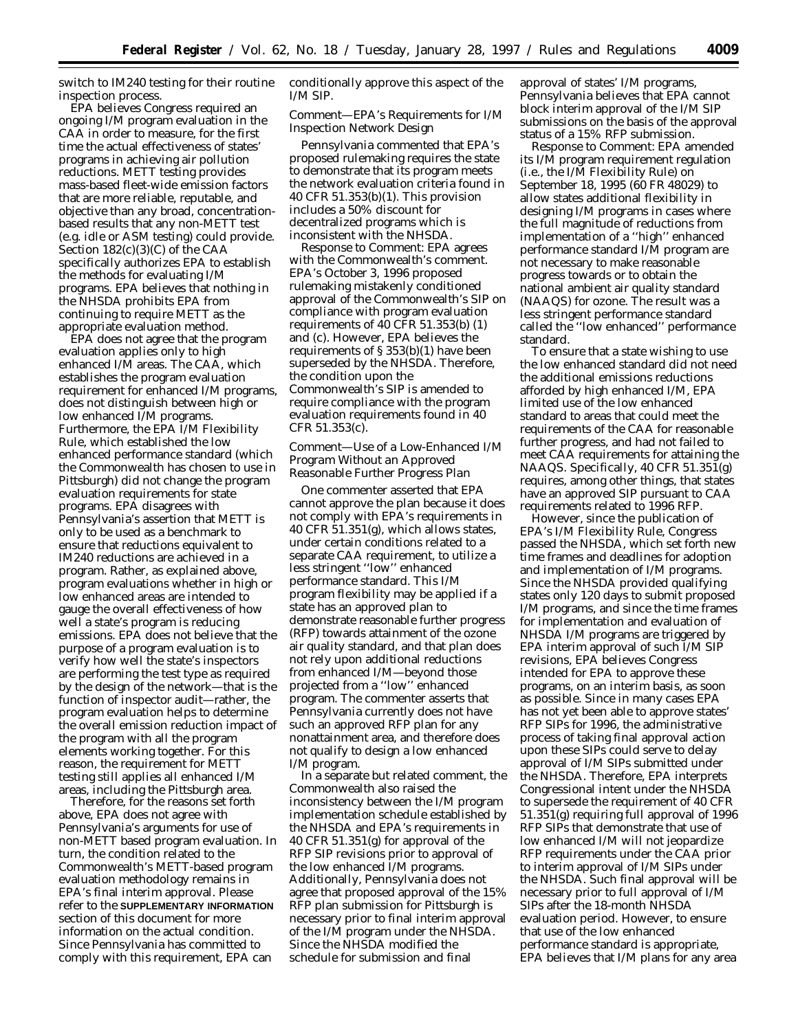switch to IM240 testing for their routine inspection process.

EPA believes Congress required an ongoing I/M program evaluation in the CAA in order to measure, for the first time the actual effectiveness of states' programs in achieving air pollution reductions. METT testing provides mass-based fleet-wide emission factors that are more reliable, reputable, and objective than any broad, concentration-based results that any non-METT test (e.g. idle or ASM testing) could provide. Section 182(c)(3)(C) of the CAA specifically authorizes EPA to establish the methods for evaluating I/M programs. EPA believes that nothing in the NHSDA prohibits EPA from continuing to require METT as the appropriate evaluation method.

EPA does not agree that the program evaluation applies only to high enhanced I/M areas. The CAA, which establishes the program evaluation requirement for enhanced I/M programs, does not distinguish between high or low enhanced I/M programs. Furthermore, the EPA I/M Flexibility Rule, which established the low enhanced performance standard (which the Commonwealth has chosen to use in Pittsburgh) did not change the program evaluation requirements for state programs. EPA disagrees with Pennsylvania's assertion that METT is only to be used as a benchmark to ensure that reductions equivalent to IM240 reductions are achieved in a program. Rather, as explained above, program evaluations whether in high or low enhanced areas are intended to gauge the overall effectiveness of how well a state's program is reducing emissions. EPA does not believe that the purpose of a program evaluation is to verify how well the state's inspectors are performing the test type as required by the design of the network—that is the function of inspector audit—rather, the program evaluation helps to determine the overall emission reduction impact of the program with all the program elements working together. For this reason, the requirement for METT testing still applies all enhanced I/M areas, including the Pittsburgh area.

Therefore, for the reasons set forth above, EPA does not agree with Pennsylvania's arguments for use of non-METT based program evaluation. In turn, the condition related to the Commonwealth's METT-based program evaluation methodology remains in EPA's final interim approval. Please refer to the **SUPPLEMENTARY INFORMATION** section of this document for more information on the actual condition. Since Pennsylvania has committed to comply with this requirement, EPA can conditionally approve this aspect of the I/M SIP.

*Comment—EPA's Requirements for I/M Inspection Network Design*

Pennsylvania commented that EPA's proposed rulemaking requires the state to demonstrate that its program meets the network evaluation criteria found in 40 CFR 51.353(b)(1). This provision includes a 50% discount for decentralized programs which is inconsistent with the NHSDA.

*Response to Comment:* EPA agrees with the Commonwealth's comment. EPA's October 3, 1996 proposed rulemaking mistakenly conditioned approval of the Commonwealth's SIP on compliance with program evaluation requirements of 40 CFR 51.353(b) (1) and (c). However, EPA believes the requirements of § 353(b)(1) have been superseded by the NHSDA. Therefore, the condition upon the Commonwealth's SIP is amended to require compliance with the program evaluation requirements found in 40 CFR 51.353(c).

*Comment—Use of a Low-Enhanced I/M Program Without an Approved Reasonable Further Progress Plan*

One commenter asserted that EPA cannot approve the plan because it does not comply with EPA's requirements in 40 CFR 51.351(g), which allows states, under certain conditions related to a separate CAA requirement, to utilize a less stringent "low" enhanced performance standard. This I/M program flexibility may be applied if a state has an approved plan to demonstrate reasonable further progress (RFP) towards attainment of the ozone air quality standard, and that plan does not rely upon additional reductions from enhanced I/M—beyond those projected from a "low" enhanced program. The commenter asserts that Pennsylvania currently does not have such an approved RFP plan for any nonattainment area, and therefore does not qualify to design a low enhanced I/M program.

In a separate but related comment, the Commonwealth also raised the inconsistency between the I/M program implementation schedule established by the NHSDA and EPA's requirements in 40 CFR 51.351(g) for approval of the RFP SIP revisions prior to approval of the low enhanced I/M programs. Additionally, Pennsylvania does not agree that proposed approval of the 15% RFP plan submission for Pittsburgh is necessary prior to final interim approval of the I/M program under the NHSDA. Since the NHSDA modified the schedule for submission and final approval of states' I/M programs, Pennsylvania believes that EPA cannot block interim approval of the I/M SIP submissions on the basis of the approval status of a 15% RFP submission.

*Response to Comment:* EPA amended its I/M program requirement regulation (i.e., the I/M Flexibility Rule) on September 18, 1995 (60 FR 48029) to allow states additional flexibility in designing I/M programs in cases where the full magnitude of reductions from implementation of a "high" enhanced performance standard I/M program are not necessary to make reasonable progress towards or to obtain the national ambient air quality standard (NAAQS) for ozone. The result was a less stringent performance standard called the "low enhanced" performance standard.

To ensure that a state wishing to use the low enhanced standard did not need the additional emissions reductions afforded by high enhanced I/M, EPA limited use of the low enhanced standard to areas that could meet the requirements of the CAA for reasonable further progress, and had not failed to meet CAA requirements for attaining the NAAQS. Specifically, 40 CFR 51.351(g) requires, among other things, that states have an approved SIP pursuant to CAA requirements related to 1996 RFP.

However, since the publication of EPA's I/M Flexibility Rule, Congress passed the NHSDA, which set forth new time frames and deadlines for adoption and implementation of I/M programs. Since the NHSDA provided qualifying states only 120 days to submit proposed I/M programs, and since the time frames for implementation and evaluation of NHSDA I/M programs are triggered by EPA interim approval of such I/M SIP revisions, EPA believes Congress intended for EPA to approve these programs, on an interim basis, as soon as possible. Since in many cases EPA has not yet been able to approve states' RFP SIPs for 1996, the administrative process of taking final approval action upon these SIPs could serve to delay approval of I/M SIPs submitted under the NHSDA. Therefore, EPA interprets Congressional intent under the NHSDA to supersede the requirement of 40 CFR 51.351(g) requiring full approval of 1996 RFP SIPs that demonstrate that use of low enhanced I/M will not jeopardize RFP requirements under the CAA prior to interim approval of I/M SIPs under the NHSDA. Such final approval will be necessary prior to full approval of I/M SIPs after the 18-month NHSDA evaluation period. However, to ensure that use of the low enhanced performance standard is appropriate, EPA believes that I/M plans for any area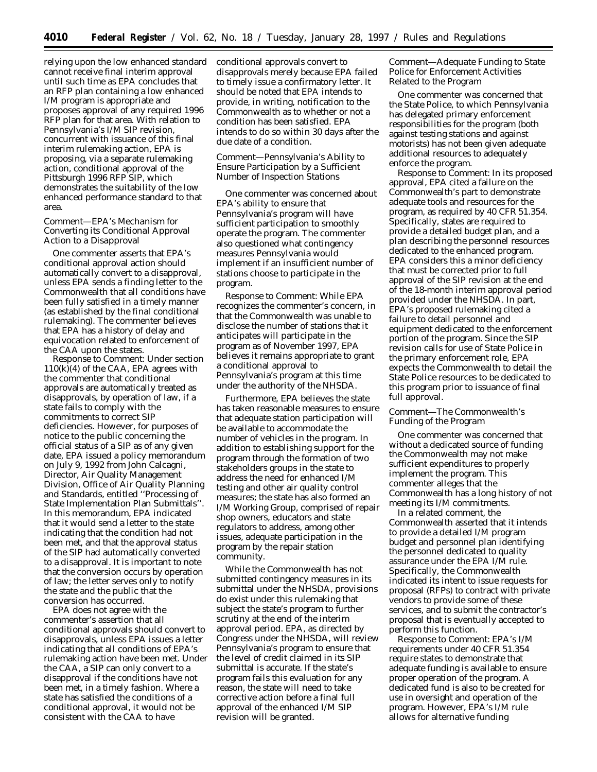relying upon the low enhanced standard cannot receive final interim approval until such time as EPA concludes that an RFP plan containing a low enhanced I/M program is appropriate and proposes approval of any required 1996 RFP plan for that area. With relation to Pennsylvania's I/M SIP revision, concurrent with issuance of this final interim rulemaking action, EPA is proposing, via a separate rulemaking action, conditional approval of the Pittsburgh 1996 RFP SIP, which demonstrates the suitability of the low enhanced performance standard to that area.

*Comment—EPA's Mechanism for Converting its Conditional Approval Action to a Disapproval*

One commenter asserts that EPA's conditional approval action should automatically convert to a disapproval, unless EPA sends a finding letter to the Commonwealth that all conditions have been fully satisfied in a timely manner (as established by the final conditional rulemaking). The commenter believes that EPA has a history of delay and equivocation related to enforcement of the CAA upon the states.

Response to Comment: Under section 110(k)(4) of the CAA, EPA agrees with the commenter that conditional approvals are automatically treated as disapprovals, by operation of law, if a state fails to comply with the commitments to correct SIP deficiencies. However, for purposes of notice to the public concerning the official status of a SIP as of any given date, EPA issued a policy memorandum on July 9, 1992 from John Calcagni, Director, Air Quality Management Division, Office of Air Quality Planning and Standards, entitled ''Processing of State Implementation Plan Submittals''. In this memorandum, EPA indicated that it would send a letter to the state indicating that the condition had not been met, and that the approval status of the SIP had automatically converted to a disapproval. It is important to note that the conversion occurs by operation of law; the letter serves only to notify the state and the public that the conversion has occurred.

EPA does not agree with the commenter's assertion that all conditional approvals should convert to disapprovals, unless EPA issues a letter indicating that all conditions of EPA's rulemaking action have been met. Under the CAA, a SIP can only convert to a disapproval if the conditions have not been met, in a timely fashion. Where a state has satisfied the conditions of a conditional approval, it would not be consistent with the CAA to have conditional approvals convert to disapprovals merely because EPA failed to timely issue a confirmatory letter. It should be noted that EPA intends to provide, in writing, notification to the Commonwealth as to whether or not a condition has been satisfied. EPA intends to do so within 30 days after the due date of a condition.

*Comment—Pennsylvania's Ability to Ensure Participation by a Sufficient Number of Inspection Stations*

One commenter was concerned about EPA's ability to ensure that Pennsylvania's program will have sufficient participation to smoothly operate the program. The commenter also questioned what contingency measures Pennsylvania would implement if an insufficient number of stations choose to participate in the program.

Response to Comment: While EPA recognizes the commenter's concern, in that the Commonwealth was unable to disclose the number of stations that it anticipates will participate in the program as of November 1997, EPA believes it remains appropriate to grant a conditional approval to Pennsylvania's program at this time under the authority of the NHSDA.

Furthermore, EPA believes the state has taken reasonable measures to ensure that adequate station participation will be available to accommodate the number of vehicles in the program. In addition to establishing support for the program through the formation of two stakeholders groups in the state to address the need for enhanced I/M testing and other air quality control measures; the state has also formed an I/M Working Group, comprised of repair shop owners, educators and state regulators to address, among other issues, adequate participation in the program by the repair station community.

While the Commonwealth has not submitted contingency measures in its submittal under the NHSDA, provisions do exist under this rulemaking that subject the state's program to further scrutiny at the end of the interim approval period. EPA, as directed by Congress under the NHSDA, will review Pennsylvania's program to ensure that the level of credit claimed in its SIP submittal is accurate. If the state's program fails this evaluation for any reason, the state will need to take corrective action before a final full approval of the enhanced I/M SIP revision will be granted.

*Comment—Adequate Funding to State Police for Enforcement Activities Related to the Program*

One commenter was concerned that the State Police, to which Pennsylvania has delegated primary enforcement responsibilities for the program (both against testing stations and against motorists) has not been given adequate additional resources to adequately enforce the program.

Response to Comment: In its proposed approval, EPA cited a failure on the Commonwealth's part to demonstrate adequate tools and resources for the program, as required by 40 CFR 51.354. Specifically, states are required to provide a detailed budget plan, and a plan describing the personnel resources dedicated to the enhanced program. EPA considers this a minor deficiency that must be corrected prior to full approval of the SIP revision at the end of the 18-month interim approval period provided under the NHSDA. In part, EPA's proposed rulemaking cited a failure to detail personnel and equipment dedicated to the enforcement portion of the program. Since the SIP revision calls for use of State Police in the primary enforcement role, EPA expects the Commonwealth to detail the State Police resources to be dedicated to this program prior to issuance of final full approval.

*Comment—The Commonwealth's Funding of the Program*

One commenter was concerned that without a dedicated source of funding the Commonwealth may not make sufficient expenditures to properly implement the program. This commenter alleges that the Commonwealth has a long history of not meeting its I/M commitments.

In a related comment, the Commonwealth asserted that it intends to provide a detailed I/M program budget and personnel plan identifying the personnel dedicated to quality assurance under the EPA I/M rule. Specifically, the Commonwealth indicated its intent to issue requests for proposal (RFPs) to contract with private vendors to provide some of these services, and to submit the contractor's proposal that is eventually accepted to perform this function.

Response to Comment: EPA's I/M requirements under 40 CFR 51.354 require states to demonstrate that adequate funding is available to ensure proper operation of the program. A dedicated fund is also to be created for use in oversight and operation of the program. However, EPA's I/M rule allows for alternative funding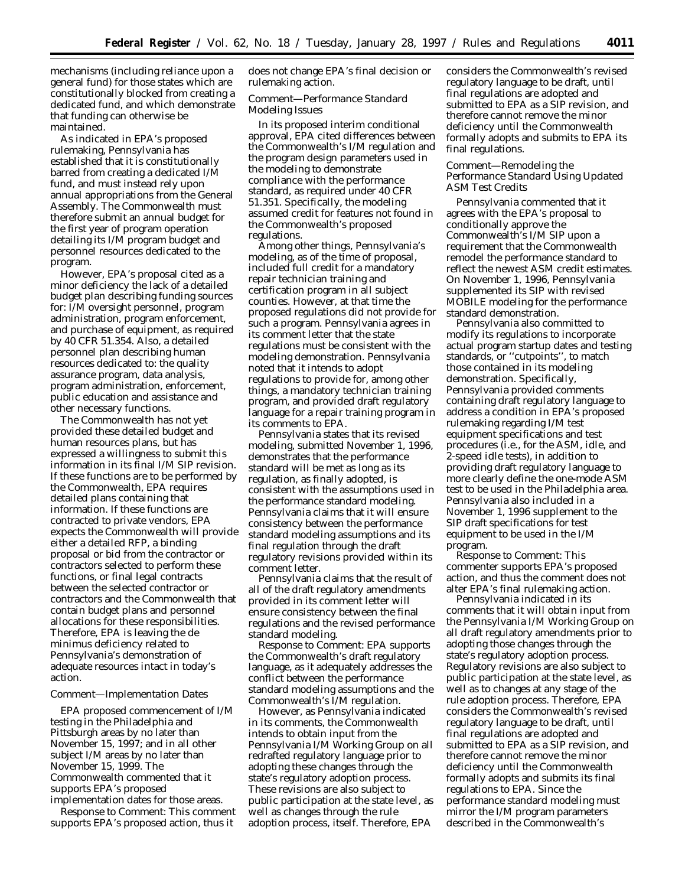mechanisms (including reliance upon a general fund) for those states which are constitutionally blocked from creating a dedicated fund, and which demonstrate that funding can otherwise be maintained.

As indicated in EPA's proposed rulemaking, Pennsylvania has established that it is constitutionally barred from creating a dedicated I/M fund, and must instead rely upon annual appropriations from the General Assembly. The Commonwealth must therefore submit an annual budget for the first year of program operation detailing its I/M program budget and personnel resources dedicated to the program.

However, EPA's proposal cited as a minor deficiency the lack of a detailed budget plan describing funding sources for: I/M oversight personnel, program administration, program enforcement, and purchase of equipment, as required by 40 CFR 51.354. Also, a detailed personnel plan describing human resources dedicated to: the quality assurance program, data analysis, program administration, enforcement, public education and assistance and other necessary functions.

The Commonwealth has not yet provided these detailed budget and human resources plans, but has expressed a willingness to submit this information in its final I/M SIP revision. If these functions are to be performed by the Commonwealth, EPA requires detailed plans containing that information. If these functions are contracted to private vendors, EPA expects the Commonwealth will provide either a detailed RFP, a binding proposal or bid from the contractor or contractors selected to perform these functions, or final legal contracts between the selected contractor or contractors and the Commonwealth that contain budget plans and personnel allocations for these responsibilities. Therefore, EPA is leaving the de minimus deficiency related to Pennsylvania's demonstration of adequate resources intact in today's action.

*Comment—Implementation Dates*

EPA proposed commencement of I/M testing in the Philadelphia and Pittsburgh areas by no later than November 15, 1997; and in all other subject I/M areas by no later than November 15, 1999. The Commonwealth commented that it supports EPA's proposed implementation dates for those areas.

*Response to Comment:* This comment supports EPA's proposed action, thus it does not change EPA's final decision or rulemaking action.

*Comment—Performance Standard Modeling Issues*

In its proposed interim conditional approval, EPA cited differences between the Commonwealth's I/M regulation and the program design parameters used in the modeling to demonstrate compliance with the performance standard, as required under 40 CFR 51.351. Specifically, the modeling assumed credit for features not found in the Commonwealth's proposed regulations.

Among other things, Pennsylvania's modeling, as of the time of proposal, included full credit for a mandatory repair technician training and certification program in all subject counties. However, at that time the proposed regulations did not provide for such a program. Pennsylvania agrees in its comment letter that the state regulations must be consistent with the modeling demonstration. Pennsylvania noted that it intends to adopt regulations to provide for, among other things, a mandatory technician training program, and provided draft regulatory language for a repair training program in its comments to EPA.

Pennsylvania states that its revised modeling, submitted November 1, 1996, demonstrates that the performance standard will be met as long as its regulation, as finally adopted, is consistent with the assumptions used in the performance standard modeling. Pennsylvania claims that it will ensure consistency between the performance standard modeling assumptions and its final regulation through the draft regulatory revisions provided within its comment letter.

Pennsylvania claims that the result of all of the draft regulatory amendments provided in its comment letter will ensure consistency between the final regulations and the revised performance standard modeling.

*Response to Comment:* EPA supports the Commonwealth's draft regulatory language, as it adequately addresses the conflict between the performance standard modeling assumptions and the Commonwealth's I/M regulation.

However, as Pennsylvania indicated in its comments, the Commonwealth intends to obtain input from the Pennsylvania I/M Working Group on all redrafted regulatory language prior to adopting these changes through the state's regulatory adoption process. These revisions are also subject to public participation at the state level, as well as changes through the rule adoption process, itself. Therefore, EPA considers the Commonwealth's revised regulatory language to be draft, until final regulations are adopted and submitted to EPA as a SIP revision, and therefore cannot remove the minor deficiency until the Commonwealth formally adopts and submits to EPA its final regulations.

*Comment—Remodeling the Performance Standard Using Updated ASM Test Credits*

Pennsylvania commented that it agrees with the EPA's proposal to conditionally approve the Commonwealth's I/M SIP upon a requirement that the Commonwealth remodel the performance standard to reflect the newest ASM credit estimates. On November 1, 1996, Pennsylvania supplemented its SIP with revised MOBILE modeling for the performance standard demonstration.

Pennsylvania also committed to modify its regulations to incorporate actual program startup dates and testing standards, or "cutpoints", to match those contained in its modeling demonstration. Specifically, Pennsylvania provided comments containing draft regulatory language to address a condition in EPA's proposed rulemaking regarding I/M test equipment specifications and test procedures (i.e., for the ASM, idle, and 2-speed idle tests), in addition to providing draft regulatory language to more clearly define the one-mode ASM test to be used in the Philadelphia area. Pennsylvania also included in a November 1, 1996 supplement to the SIP draft specifications for test equipment to be used in the I/M program.

*Response to Comment:* This commenter supports EPA's proposed action, and thus the comment does not alter EPA's final rulemaking action.

Pennsylvania indicated in its comments that it will obtain input from the Pennsylvania I/M Working Group on all draft regulatory amendments prior to adopting those changes through the state's regulatory adoption process. Regulatory revisions are also subject to public participation at the state level, as well as to changes at any stage of the rule adoption process. Therefore, EPA considers the Commonwealth's revised regulatory language to be draft, until final regulations are adopted and submitted to EPA as a SIP revision, and therefore cannot remove the minor deficiency until the Commonwealth formally adopts and submits its final regulations to EPA. Since the performance standard modeling must mirror the I/M program parameters described in the Commonwealth's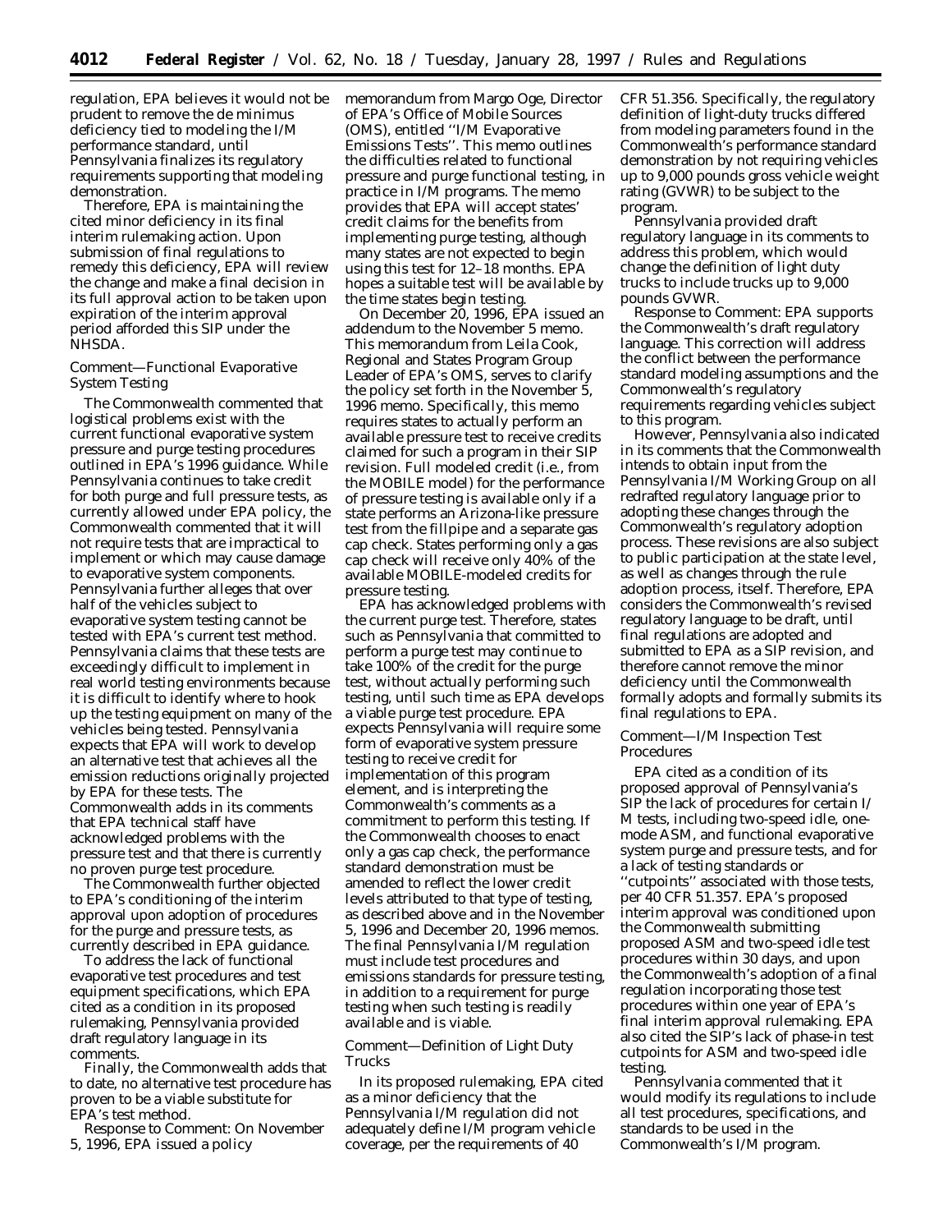regulation, EPA believes it would not be prudent to remove the de minimus deficiency tied to modeling the I/M performance standard, until Pennsylvania finalizes its regulatory requirements supporting that modeling demonstration.

Therefore, EPA is maintaining the cited minor deficiency in its final interim rulemaking action. Upon submission of final regulations to remedy this deficiency, EPA will review the change and make a final decision in its full approval action to be taken upon expiration of the interim approval period afforded this SIP under the NHSDA.

*Comment—Functional Evaporative System Testing*

The Commonwealth commented that logistical problems exist with the current functional evaporative system pressure and purge testing procedures outlined in EPA's 1996 guidance. While Pennsylvania continues to take credit for both purge and full pressure tests, as currently allowed under EPA policy, the Commonwealth commented that it will not require tests that are impractical to implement or which may cause damage to evaporative system components. Pennsylvania further alleges that over half of the vehicles subject to evaporative system testing cannot be tested with EPA's current test method. Pennsylvania claims that these tests are exceedingly difficult to implement in real world testing environments because it is difficult to identify where to hook up the testing equipment on many of the vehicles being tested. Pennsylvania expects that EPA will work to develop an alternative test that achieves all the emission reductions originally projected by EPA for these tests. The Commonwealth adds in its comments that EPA technical staff have acknowledged problems with the pressure test and that there is currently no proven purge test procedure.

The Commonwealth further objected to EPA's conditioning of the interim approval upon adoption of procedures for the purge and pressure tests, as currently described in EPA guidance.

To address the lack of functional evaporative test procedures and test equipment specifications, which EPA cited as a condition in its proposed rulemaking, Pennsylvania provided draft regulatory language in its comments.

Finally, the Commonwealth adds that to date, no alternative test procedure has proven to be a viable substitute for EPA's test method.

*Response to Comment:* On November 5, 1996, EPA issued a policy memorandum from Margo Oge, Director of EPA's Office of Mobile Sources (OMS), entitled ''I/M Evaporative Emissions Tests''. This memo outlines the difficulties related to functional pressure and purge functional testing, in practice in I/M programs. The memo provides that EPA will accept states' credit claims for the benefits from implementing purge testing, although many states are not expected to begin using this test for 12–18 months. EPA hopes a suitable test will be available by the time states begin testing.

On December 20, 1996, EPA issued an addendum to the November 5 memo. This memorandum from Leila Cook, Regional and States Program Group Leader of EPA's OMS, serves to clarify the policy set forth in the November 5, 1996 memo. Specifically, this memo requires states to actually perform an available pressure test to receive credits claimed for such a program in their SIP revision. Full modeled credit (i.e., from the MOBILE model) for the performance of pressure testing is available only if a state performs an Arizona-like pressure test from the fillpipe and a separate gas cap check. States performing only a gas cap check will receive only 40% of the available MOBILE-modeled credits for pressure testing.

EPA has acknowledged problems with the current purge test. Therefore, states such as Pennsylvania that committed to perform a purge test may continue to take 100% of the credit for the purge test, without actually performing such testing, until such time as EPA develops a viable purge test procedure. EPA expects Pennsylvania will require some form of evaporative system pressure testing to receive credit for implementation of this program element, and is interpreting the Commonwealth's comments as a commitment to perform this testing. If the Commonwealth chooses to enact only a gas cap check, the performance standard demonstration must be amended to reflect the lower credit levels attributed to that type of testing, as described above and in the November 5, 1996 and December 20, 1996 memos. The final Pennsylvania I/M regulation must include test procedures and emissions standards for pressure testing, in addition to a requirement for purge testing when such testing is readily available and is viable.

*Comment—Definition of Light Duty Trucks*

In its proposed rulemaking, EPA cited as a minor deficiency that the Pennsylvania I/M regulation did not adequately define I/M program vehicle coverage, per the requirements of 40 CFR 51.356. Specifically, the regulatory definition of light-duty trucks differed from modeling parameters found in the Commonwealth's performance standard demonstration by not requiring vehicles up to 9,000 pounds gross vehicle weight rating (GVWR) to be subject to the program.

Pennsylvania provided draft regulatory language in its comments to address this problem, which would change the definition of light duty trucks to include trucks up to 9,000 pounds GVWR.

*Response to Comment:* EPA supports the Commonwealth's draft regulatory language. This correction will address the conflict between the performance standard modeling assumptions and the Commonwealth's regulatory requirements regarding vehicles subject to this program.

However, Pennsylvania also indicated in its comments that the Commonwealth intends to obtain input from the Pennsylvania I/M Working Group on all redrafted regulatory language prior to adopting these changes through the Commonwealth's regulatory adoption process. These revisions are also subject to public participation at the state level, as well as changes through the rule adoption process, itself. Therefore, EPA considers the Commonwealth's revised regulatory language to be draft, until final regulations are adopted and submitted to EPA as a SIP revision, and therefore cannot remove the minor deficiency until the Commonwealth formally adopts and formally submits its final regulations to EPA.

*Comment—I/M Inspection Test Procedures*

EPA cited as a condition of its proposed approval of Pennsylvania's SIP the lack of procedures for certain I/M tests, including two-speed idle, one-mode ASM, and functional evaporative system purge and pressure tests, and for a lack of testing standards or ''cutpoints'' associated with those tests, per 40 CFR 51.357. EPA's proposed interim approval was conditioned upon the Commonwealth submitting proposed ASM and two-speed idle test procedures within 30 days, and upon the Commonwealth's adoption of a final regulation incorporating those test procedures within one year of EPA's final interim approval rulemaking. EPA also cited the SIP's lack of phase-in test cutpoints for ASM and two-speed idle testing.

Pennsylvania commented that it would modify its regulations to include all test procedures, specifications, and standards to be used in the Commonwealth's I/M program.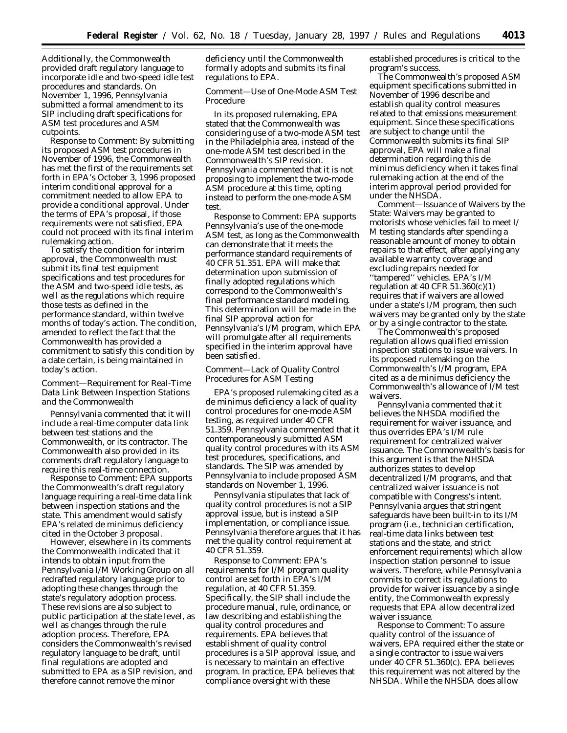Additionally, the Commonwealth provided draft regulatory language to incorporate idle and two-speed idle test procedures and standards. On November 1, 1996, Pennsylvania submitted a formal amendment to its SIP including draft specifications for ASM test procedures and ASM cutpoints.

*Response to Comment:* By submitting its proposed ASM test procedures in November of 1996, the Commonwealth has met the first of the requirements set forth in EPA's October 3, 1996 proposed interim conditional approval for a commitment needed to allow EPA to provide a conditional approval. Under the terms of EPA's proposal, if those requirements were not satisfied, EPA could not proceed with its final interim rulemaking action.

To satisfy the condition for interim approval, the Commonwealth must submit its final test equipment specifications and test procedures for the ASM and two-speed idle tests, as well as the regulations which require those tests as defined in the performance standard, within twelve months of today's action. The condition, amended to reflect the fact that the Commonwealth has provided a commitment to satisfy this condition by a date certain, is being maintained in today's action.

*Comment—Requirement for Real-Time Data Link Between Inspection Stations and the Commonwealth*

Pennsylvania commented that it will include a real-time computer data link between test stations and the Commonwealth, or its contractor. The Commonwealth also provided in its comments draft regulatory language to require this real-time connection.

*Response to Comment:* EPA supports the Commonwealth's draft regulatory language requiring a real-time data link between inspection stations and the state. This amendment would satisfy EPA's related de minimus deficiency cited in the October 3 proposal.

However, elsewhere in its comments the Commonwealth indicated that it intends to obtain input from the Pennsylvania I/M Working Group on all redrafted regulatory language prior to adopting these changes through the state's regulatory adoption process. These revisions are also subject to public participation at the state level, as well as changes through the rule adoption process. Therefore, EPA considers the Commonwealth's revised regulatory language to be draft, until final regulations are adopted and submitted to EPA as a SIP revision, and therefore cannot remove the minor deficiency until the Commonwealth formally adopts and submits its final regulations to EPA.

*Comment—Use of One-Mode ASM Test Procedure*

In its proposed rulemaking, EPA stated that the Commonwealth was considering use of a two-mode ASM test in the Philadelphia area, instead of the one-mode ASM test described in the Commonwealth's SIP revision. Pennsylvania commented that it is not proposing to implement the two-mode ASM procedure at this time, opting instead to perform the one-mode ASM test.

*Response to Comment:* EPA supports Pennsylvania's use of the one-mode ASM test, as long as the Commonwealth can demonstrate that it meets the performance standard requirements of 40 CFR 51.351. EPA will make that determination upon submission of finally adopted regulations which correspond to the Commonwealth's final performance standard modeling. This determination will be made in the final SIP approval action for Pennsylvania's I/M program, which EPA will promulgate after all requirements specified in the interim approval have been satisfied.

*Comment—Lack of Quality Control Procedures for ASM Testing*

EPA's proposed rulemaking cited as a de minimus deficiency a lack of quality control procedures for one-mode ASM testing, as required under 40 CFR 51.359. Pennsylvania commented that it contemporaneously submitted ASM quality control procedures with its ASM test procedures, specifications, and standards. The SIP was amended by Pennsylvania to include proposed ASM standards on November 1, 1996.

Pennsylvania stipulates that lack of quality control procedures is not a SIP approval issue, but is instead a SIP implementation, or compliance issue. Pennsylvania therefore argues that it has met the quality control requirement at 40 CFR 51.359.

*Response to Comment:* EPA's requirements for I/M program quality control are set forth in EPA's I/M regulation, at 40 CFR 51.359. Specifically, the SIP shall include the procedure manual, rule, ordinance, or law describing and establishing the quality control procedures and requirements. EPA believes that establishment of quality control procedures is a SIP approval issue, and is necessary to maintain an effective program. In practice, EPA believes that compliance oversight with these established procedures is critical to the program's success.

The Commonwealth's proposed ASM equipment specifications submitted in November of 1996 describe and establish quality control measures related to that emissions measurement equipment. Since these specifications are subject to change until the Commonwealth submits its final SIP approval, EPA will make a final determination regarding this de minimus deficiency when it takes final rulemaking action at the end of the interim approval period provided for under the NHSDA.

*Comment—Issuance of Waivers by the State:* Waivers may be granted to motorists whose vehicles fail to meet I/M testing standards after spending a reasonable amount of money to obtain repairs to that effect, after applying any available warranty coverage and excluding repairs needed for ''tampered'' vehicles. EPA's I/M regulation at 40 CFR 51.360(c)(1) requires that if waivers are allowed under a state's I/M program, then such waivers may be granted only by the state or by a single contractor to the state.

The Commonwealth's proposed regulation allows qualified emission inspection stations to issue waivers. In its proposed rulemaking on the Commonwealth's I/M program, EPA cited as a de minimus deficiency the Commonwealth's allowance of I/M test waivers.

Pennsylvania commented that it believes the NHSDA modified the requirement for waiver issuance, and thus overrides EPA's I/M rule requirement for centralized waiver issuance. The Commonwealth's basis for this argument is that the NHSDA authorizes states to develop decentralized I/M programs, and that centralized waiver issuance is not compatible with Congress's intent. Pennsylvania argues that stringent safeguards have been built-in to its I/M program (i.e., technician certification, real-time data links between test stations and the state, and strict enforcement requirements) which allow inspection station personnel to issue waivers. Therefore, while Pennsylvania commits to correct its regulations to provide for waiver issuance by a single entity, the Commonwealth expressly requests that EPA allow decentralized waiver issuance.

*Response to Comment:* To assure quality control of the issuance of waivers, EPA required either the state or a single contractor to issue waivers under 40 CFR 51.360(c). EPA believes this requirement was not altered by the NHSDA. While the NHSDA does allow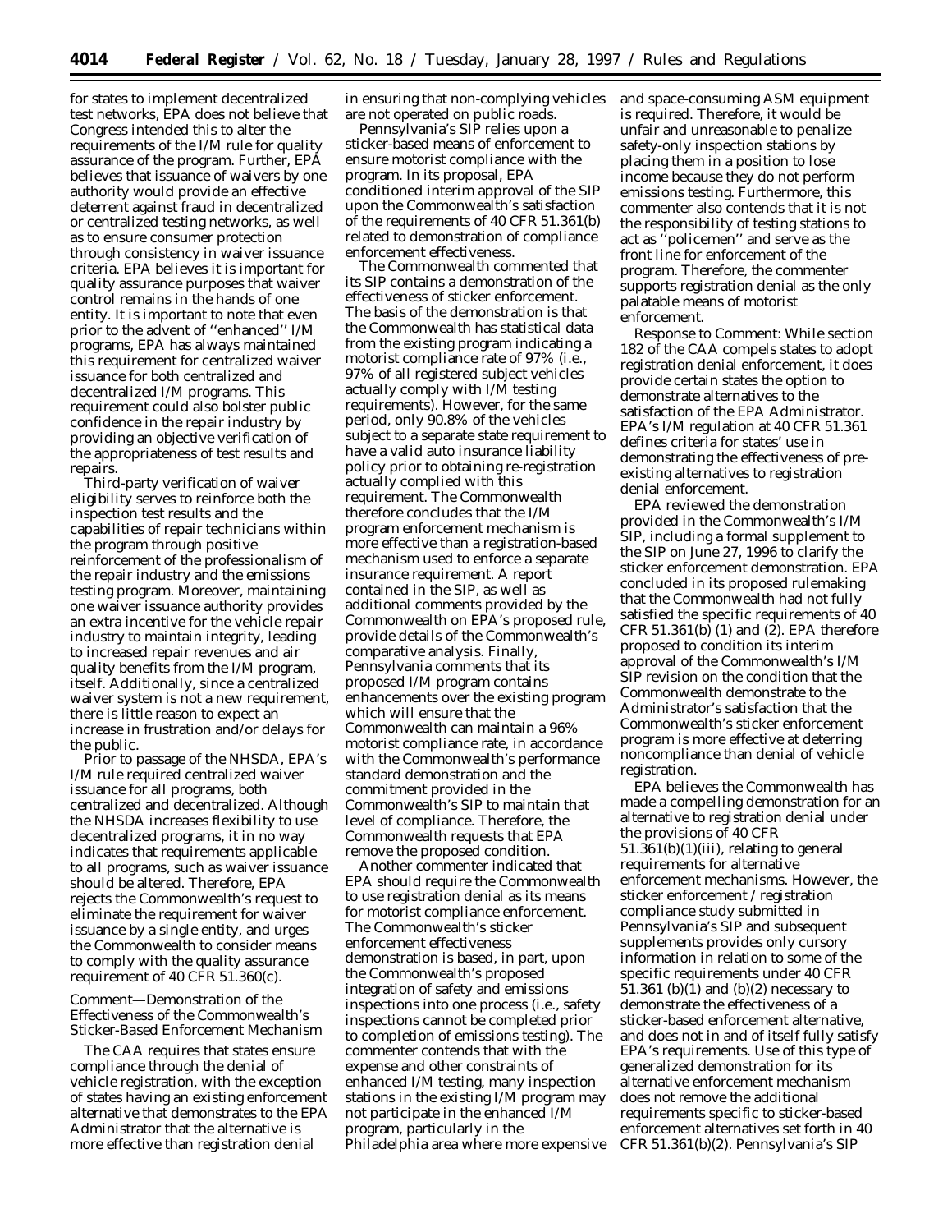for states to implement decentralized test networks, EPA does not believe that Congress intended this to alter the requirements of the I/M rule for quality assurance of the program. Further, EPA believes that issuance of waivers by one authority would provide an effective deterrent against fraud in decentralized or centralized testing networks, as well as to ensure consumer protection through consistency in waiver issuance criteria. EPA believes it is important for quality assurance purposes that waiver control remains in the hands of one entity. It is important to note that even prior to the advent of ''enhanced'' I/M programs, EPA has always maintained this requirement for centralized waiver issuance for both centralized and decentralized I/M programs. This requirement could also bolster public confidence in the repair industry by providing an objective verification of the appropriateness of test results and repairs.

Third-party verification of waiver eligibility serves to reinforce both the inspection test results and the capabilities of repair technicians within the program through positive reinforcement of the professionalism of the repair industry and the emissions testing program. Moreover, maintaining one waiver issuance authority provides an extra incentive for the vehicle repair industry to maintain integrity, leading to increased repair revenues and air quality benefits from the I/M program, itself. Additionally, since a centralized waiver system is not a new requirement, there is little reason to expect an increase in frustration and/or delays for the public.

Prior to passage of the NHSDA, EPA's I/M rule required centralized waiver issuance for all programs, both centralized and decentralized. Although the NHSDA increases flexibility to use decentralized programs, it in no way indicates that requirements applicable to all programs, such as waiver issuance should be altered. Therefore, EPA rejects the Commonwealth's request to eliminate the requirement for waiver issuance by a single entity, and urges the Commonwealth to consider means to comply with the quality assurance requirement of 40 CFR 51.360(c).

*Comment—Demonstration of the Effectiveness of the Commonwealth's Sticker-Based Enforcement Mechanism*

The CAA requires that states ensure compliance through the denial of vehicle registration, with the exception of states having an existing enforcement alternative that demonstrates to the EPA Administrator that the alternative is more effective than registration denial in ensuring that non-complying vehicles are not operated on public roads.

Pennsylvania's SIP relies upon a sticker-based means of enforcement to ensure motorist compliance with the program. In its proposal, EPA conditioned interim approval of the SIP upon the Commonwealth's satisfaction of the requirements of 40 CFR 51.361(b) related to demonstration of compliance enforcement effectiveness.

The Commonwealth commented that its SIP contains a demonstration of the effectiveness of sticker enforcement. The basis of the demonstration is that the Commonwealth has statistical data from the existing program indicating a motorist compliance rate of 97% (i.e., 97% of all registered subject vehicles actually comply with I/M testing requirements). However, for the same period, only 90.8% of the vehicles subject to a separate state requirement to have a valid auto insurance liability policy prior to obtaining re-registration actually complied with this requirement. The Commonwealth therefore concludes that the I/M program enforcement mechanism is more effective than a registration-based mechanism used to enforce a separate insurance requirement. A report contained in the SIP, as well as additional comments provided by the Commonwealth on EPA's proposed rule, provide details of the Commonwealth's comparative analysis. Finally, Pennsylvania comments that its proposed I/M program contains enhancements over the existing program which will ensure that the Commonwealth can maintain a 96% motorist compliance rate, in accordance with the Commonwealth's performance standard demonstration and the commitment provided in the Commonwealth's SIP to maintain that level of compliance. Therefore, the Commonwealth requests that EPA remove the proposed condition.

Another commenter indicated that EPA should require the Commonwealth to use registration denial as its means for motorist compliance enforcement. The Commonwealth's sticker enforcement effectiveness demonstration is based, in part, upon the Commonwealth's proposed integration of safety and emissions inspections into one process (i.e., safety inspections cannot be completed prior to completion of emissions testing). The commenter contends that with the expense and other constraints of enhanced I/M testing, many inspection stations in the existing I/M program may not participate in the enhanced I/M program, particularly in the Philadelphia area where more expensive and space-consuming ASM equipment is required. Therefore, it would be unfair and unreasonable to penalize safety-only inspection stations by placing them in a position to lose income because they do not perform emissions testing. Furthermore, this commenter also contends that it is not the responsibility of testing stations to act as ''policemen'' and serve as the front line for enforcement of the program. Therefore, the commenter supports registration denial as the only palatable means of motorist enforcement.

*Response to Comment:* While section 182 of the CAA compels states to adopt registration denial enforcement, it does provide certain states the option to demonstrate alternatives to the satisfaction of the EPA Administrator. EPA's I/M regulation at 40 CFR 51.361 defines criteria for states' use in demonstrating the effectiveness of pre-existing alternatives to registration denial enforcement.

EPA reviewed the demonstration provided in the Commonwealth's I/M SIP, including a formal supplement to the SIP on June 27, 1996 to clarify the sticker enforcement demonstration. EPA concluded in its proposed rulemaking that the Commonwealth had not fully satisfied the specific requirements of 40 CFR 51.361(b) (1) and (2). EPA therefore proposed to condition its interim approval of the Commonwealth's I/M SIP revision on the condition that the Commonwealth demonstrate to the Administrator's satisfaction that the Commonwealth's sticker enforcement program is more effective at deterring noncompliance than denial of vehicle registration.

EPA believes the Commonwealth has made a compelling demonstration for an alternative to registration denial under the provisions of 40 CFR 51.361(b)(1)(iii), relating to general requirements for alternative enforcement mechanisms. However, the sticker enforcement / registration compliance study submitted in Pennsylvania's SIP and subsequent supplements provides only cursory information in relation to some of the specific requirements under 40 CFR 51.361 (b)(1) and (b)(2) necessary to demonstrate the effectiveness of a sticker-based enforcement alternative, and does not in and of itself fully satisfy EPA's requirements. Use of this type of generalized demonstration for its alternative enforcement mechanism does not remove the additional requirements specific to sticker-based enforcement alternatives set forth in 40 CFR 51.361(b)(2). Pennsylvania's SIP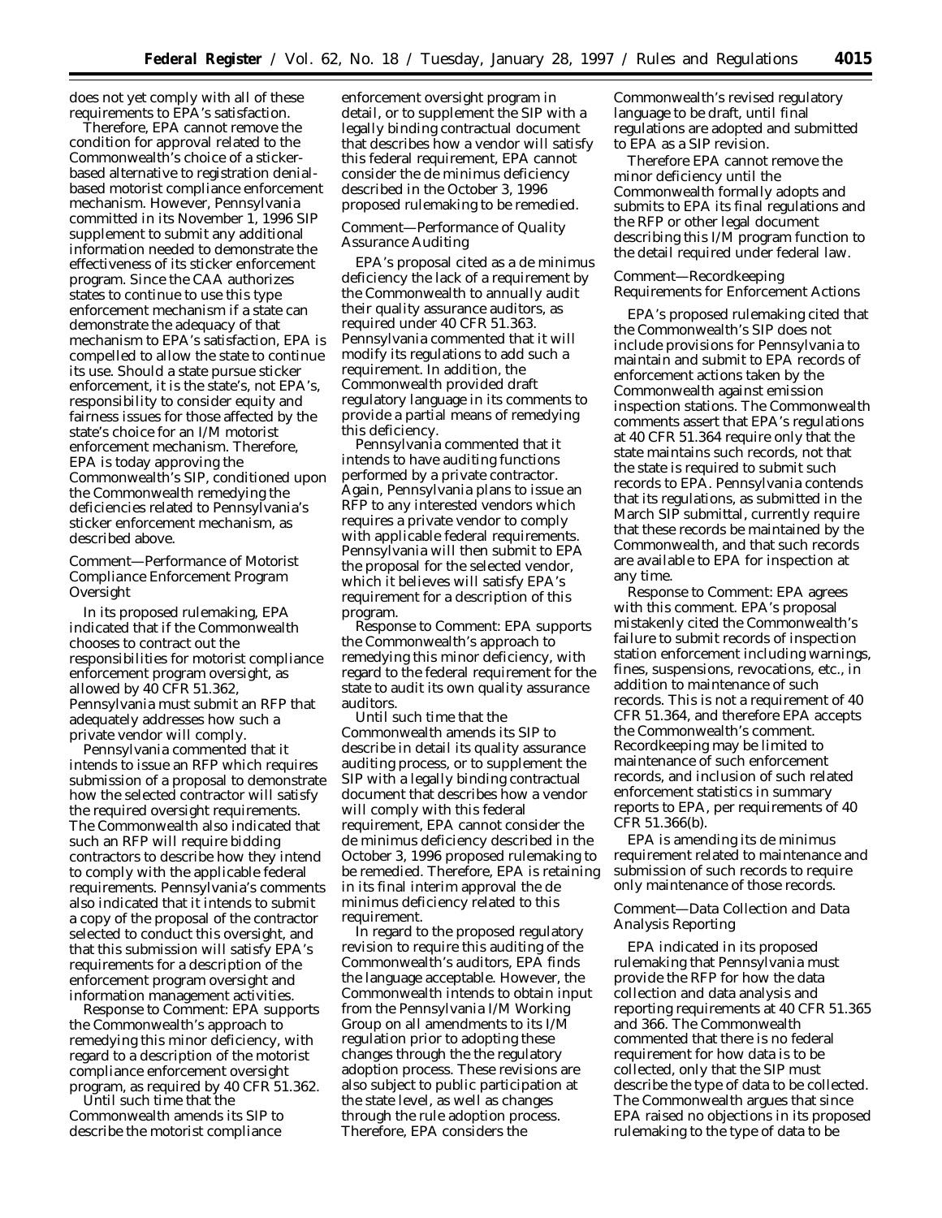does not yet comply with all of these requirements to EPA's satisfaction.

Therefore, EPA cannot remove the condition for approval related to the Commonwealth's choice of a sticker-based alternative to registration denial-based motorist compliance enforcement mechanism. However, Pennsylvania committed in its November 1, 1996 SIP supplement to submit any additional information needed to demonstrate the effectiveness of its sticker enforcement program. Since the CAA authorizes states to continue to use this type enforcement mechanism if a state can demonstrate the adequacy of that mechanism to EPA's satisfaction, EPA is compelled to allow the state to continue its use. Should a state pursue sticker enforcement, it is the state's, not EPA's, responsibility to consider equity and fairness issues for those affected by the state's choice for an I/M motorist enforcement mechanism. Therefore, EPA is today approving the Commonwealth's SIP, conditioned upon the Commonwealth remedying the deficiencies related to Pennsylvania's sticker enforcement mechanism, as described above.

*Comment—Performance of Motorist Compliance Enforcement Program Oversight*

In its proposed rulemaking, EPA indicated that if the Commonwealth chooses to contract out the responsibilities for motorist compliance enforcement program oversight, as allowed by 40 CFR 51.362, Pennsylvania must submit an RFP that adequately addresses how such a private vendor will comply.

Pennsylvania commented that it intends to issue an RFP which requires submission of a proposal to demonstrate how the selected contractor will satisfy the required oversight requirements. The Commonwealth also indicated that such an RFP will require bidding contractors to describe how they intend to comply with the applicable federal requirements. Pennsylvania's comments also indicated that it intends to submit a copy of the proposal of the contractor selected to conduct this oversight, and that this submission will satisfy EPA's requirements for a description of the enforcement program oversight and information management activities.

*Response to Comment:* EPA supports the Commonwealth's approach to remedying this minor deficiency, with regard to a description of the motorist compliance enforcement oversight program, as required by 40 CFR 51.362.

Until such time that the Commonwealth amends its SIP to describe the motorist compliance enforcement oversight program in detail, or to supplement the SIP with a legally binding contractual document that describes how a vendor will satisfy this federal requirement, EPA cannot consider the de minimus deficiency described in the October 3, 1996 proposed rulemaking to be remedied.

*Comment—Performance of Quality Assurance Auditing*

EPA's proposal cited as a de minimus deficiency the lack of a requirement by the Commonwealth to annually audit their quality assurance auditors, as required under 40 CFR 51.363. Pennsylvania commented that it will modify its regulations to add such a requirement. In addition, the Commonwealth provided draft regulatory language in its comments to provide a partial means of remedying this deficiency.

Pennsylvania commented that it intends to have auditing functions performed by a private contractor. Again, Pennsylvania plans to issue an RFP to any interested vendors which requires a private vendor to comply with applicable federal requirements. Pennsylvania will then submit to EPA the proposal for the selected vendor, which it believes will satisfy EPA's requirement for a description of this program.

*Response to Comment:* EPA supports the Commonwealth's approach to remedying this minor deficiency, with regard to the federal requirement for the state to audit its own quality assurance auditors.

Until such time that the Commonwealth amends its SIP to describe in detail its quality assurance auditing process, or to supplement the SIP with a legally binding contractual document that describes how a vendor will comply with this federal requirement, EPA cannot consider the de minimus deficiency described in the October 3, 1996 proposed rulemaking to be remedied. Therefore, EPA is retaining in its final interim approval the de minimus deficiency related to this requirement.

In regard to the proposed regulatory revision to require this auditing of the Commonwealth's auditors, EPA finds the language acceptable. However, the Commonwealth intends to obtain input from the Pennsylvania I/M Working Group on all amendments to its I/M regulation prior to adopting these changes through the the regulatory adoption process. These revisions are also subject to public participation at the state level, as well as changes through the rule adoption process. Therefore, EPA considers the Commonwealth's revised regulatory language to be draft, until final regulations are adopted and submitted to EPA as a SIP revision.

Therefore EPA cannot remove the minor deficiency until the Commonwealth formally adopts and submits to EPA its final regulations and the RFP or other legal document describing this I/M program function to the detail required under federal law.

*Comment—Recordkeeping Requirements for Enforcement Actions*

EPA's proposed rulemaking cited that the Commonwealth's SIP does not include provisions for Pennsylvania to maintain and submit to EPA records of enforcement actions taken by the Commonwealth against emission inspection stations. The Commonwealth comments assert that EPA's regulations at 40 CFR 51.364 require only that the state maintains such records, not that the state is required to submit such records to EPA. Pennsylvania contends that its regulations, as submitted in the March SIP submittal, currently require that these records be maintained by the Commonwealth, and that such records are available to EPA for inspection at any time.

*Response to Comment:* EPA agrees with this comment. EPA's proposal mistakenly cited the Commonwealth's failure to submit records of inspection station enforcement including warnings, fines, suspensions, revocations, etc., in addition to maintenance of such records. This is not a requirement of 40 CFR 51.364, and therefore EPA accepts the Commonwealth's comment. Recordkeeping may be limited to maintenance of such enforcement records, and inclusion of such related enforcement statistics in summary reports to EPA, per requirements of 40 CFR 51.366(b).

EPA is amending its de minimus requirement related to maintenance and submission of such records to require only maintenance of those records.

*Comment—Data Collection and Data Analysis Reporting*

EPA indicated in its proposed rulemaking that Pennsylvania must provide the RFP for how the data collection and data analysis and reporting requirements at 40 CFR 51.365 and 366. The Commonwealth commented that there is no federal requirement for how data is to be collected, only that the SIP must describe the type of data to be collected. The Commonwealth argues that since EPA raised no objections in its proposed rulemaking to the type of data to be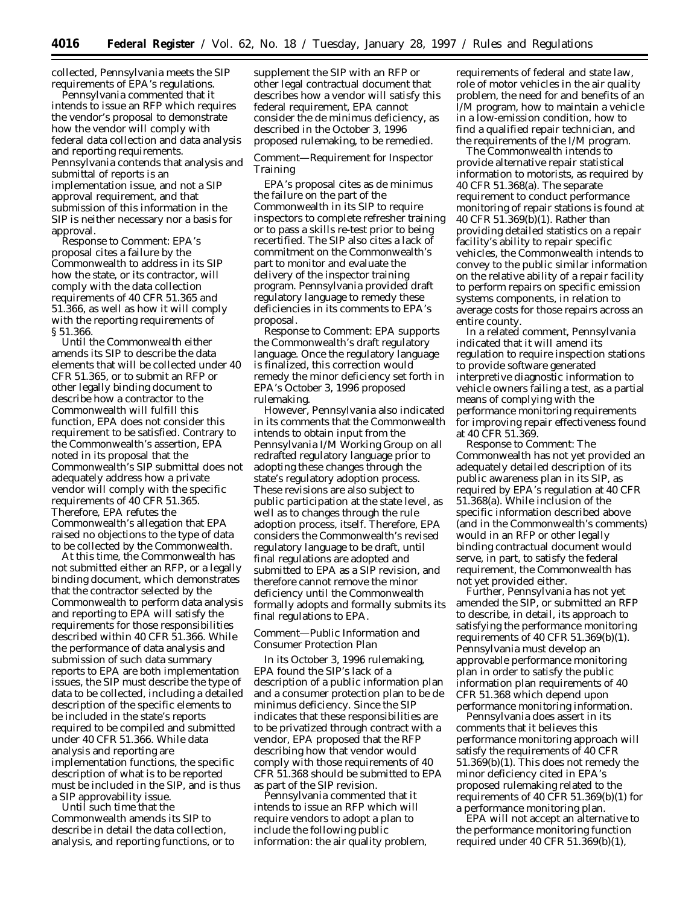collected, Pennsylvania meets the SIP requirements of EPA's regulations.

Pennsylvania commented that it intends to issue an RFP which requires the vendor's proposal to demonstrate how the vendor will comply with federal data collection and data analysis and reporting requirements. Pennsylvania contends that analysis and submittal of reports is an implementation issue, and not a SIP approval requirement, and that submission of this information in the SIP is neither necessary nor a basis for approval.

Response to Comment: EPA's proposal cites a failure by the Commonwealth to address in its SIP how the state, or its contractor, will comply with the data collection requirements of 40 CFR 51.365 and 51.366, as well as how it will comply with the reporting requirements of § 51.366.

Until the Commonwealth either amends its SIP to describe the data elements that will be collected under 40 CFR 51.365, or to submit an RFP or other legally binding document to describe how a contractor to the Commonwealth will fulfill this function, EPA does not consider this requirement to be satisfied. Contrary to the Commonwealth's assertion, EPA noted in its proposal that the Commonwealth's SIP submittal does not adequately address how a private vendor will comply with the specific requirements of 40 CFR 51.365. Therefore, EPA refutes the Commonwealth's allegation that EPA raised no objections to the type of data to be collected by the Commonwealth.

At this time, the Commonwealth has not submitted either an RFP, or a legally binding document, which demonstrates that the contractor selected by the Commonwealth to perform data analysis and reporting to EPA will satisfy the requirements for those responsibilities described within 40 CFR 51.366. While the performance of data analysis and submission of such data summary reports to EPA are both implementation issues, the SIP must describe the type of data to be collected, including a detailed description of the specific elements to be included in the state's reports required to be compiled and submitted under 40 CFR 51.366. While data analysis and reporting are implementation functions, the specific description of what is to be reported must be included in the SIP, and is thus a SIP approvability issue.

Until such time that the Commonwealth amends its SIP to describe in detail the data collection, analysis, and reporting functions, or to supplement the SIP with an RFP or other legal contractual document that describes how a vendor will satisfy this federal requirement, EPA cannot consider the de minimus deficiency, as described in the October 3, 1996 proposed rulemaking, to be remedied.

*Comment—Requirement for Inspector Training*

EPA's proposal cites as de minimus the failure on the part of the Commonwealth in its SIP to require inspectors to complete refresher training or to pass a skills re-test prior to being recertified. The SIP also cites a lack of commitment on the Commonwealth's part to monitor and evaluate the delivery of the inspector training program. Pennsylvania provided draft regulatory language to remedy these deficiencies in its comments to EPA's proposal.

Response to Comment: EPA supports the Commonwealth's draft regulatory language. Once the regulatory language is finalized, this correction would remedy the minor deficiency set forth in EPA's October 3, 1996 proposed rulemaking.

However, Pennsylvania also indicated in its comments that the Commonwealth intends to obtain input from the Pennsylvania I/M Working Group on all redrafted regulatory language prior to adopting these changes through the state's regulatory adoption process. These revisions are also subject to public participation at the state level, as well as to changes through the rule adoption process, itself. Therefore, EPA considers the Commonwealth's revised regulatory language to be draft, until final regulations are adopted and submitted to EPA as a SIP revision, and therefore cannot remove the minor deficiency until the Commonwealth formally adopts and formally submits its final regulations to EPA.

*Comment—Public Information and Consumer Protection Plan*

In its October 3, 1996 rulemaking, EPA found the SIP's lack of a description of a public information plan and a consumer protection plan to be de minimus deficiency. Since the SIP indicates that these responsibilities are to be privatized through contract with a vendor, EPA proposed that the RFP describing how that vendor would comply with those requirements of 40 CFR 51.368 should be submitted to EPA as part of the SIP revision.

Pennsylvania commented that it intends to issue an RFP which will require vendors to adopt a plan to include the following public information: the air quality problem, requirements of federal and state law, role of motor vehicles in the air quality problem, the need for and benefits of an I/M program, how to maintain a vehicle in a low-emission condition, how to find a qualified repair technician, and the requirements of the I/M program.

The Commonwealth intends to provide alternative repair statistical information to motorists, as required by 40 CFR 51.368(a). The separate requirement to conduct performance monitoring of repair stations is found at 40 CFR 51.369(b)(1). Rather than providing detailed statistics on a repair facility's ability to repair specific vehicles, the Commonwealth intends to convey to the public similar information on the relative ability of a repair facility to perform repairs on specific emission systems components, in relation to average costs for those repairs across an entire county.

In a related comment, Pennsylvania indicated that it will amend its regulation to require inspection stations to provide software generated interpretive diagnostic information to vehicle owners failing a test, as a partial means of complying with the performance monitoring requirements for improving repair effectiveness found at 40 CFR 51.369.

Response to Comment: The Commonwealth has not yet provided an adequately detailed description of its public awareness plan in its SIP, as required by EPA's regulation at 40 CFR 51.368(a). While inclusion of the specific information described above (and in the Commonwealth's comments) would in an RFP or other legally binding contractual document would serve, in part, to satisfy the federal requirement, the Commonwealth has not yet provided either.

Further, Pennsylvania has not yet amended the SIP, or submitted an RFP to describe, in detail, its approach to satisfying the performance monitoring requirements of 40 CFR 51.369(b)(1). Pennsylvania must develop an approvable performance monitoring plan in order to satisfy the public information plan requirements of 40 CFR 51.368 which depend upon performance monitoring information.

Pennsylvania does assert in its comments that it believes this performance monitoring approach will satisfy the requirements of 40 CFR 51.369(b)(1). This does not remedy the minor deficiency cited in EPA's proposed rulemaking related to the requirements of 40 CFR 51.369(b)(1) for a performance monitoring plan.

EPA will not accept an alternative to the performance monitoring function required under 40 CFR 51.369(b)(1),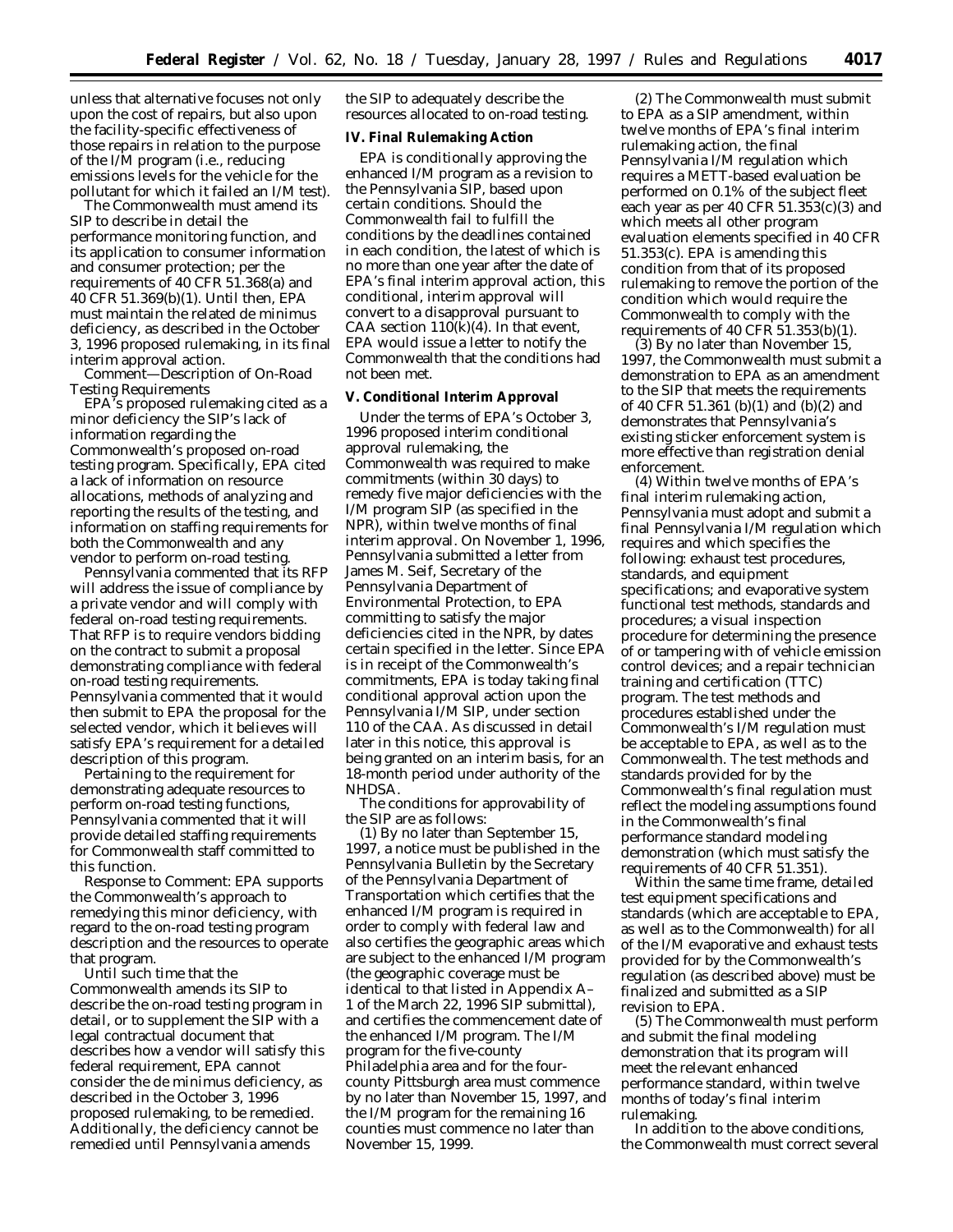unless that alternative focuses not only upon the cost of repairs, but also upon the facility-specific effectiveness of those repairs in relation to the purpose of the I/M program (i.e., reducing emissions levels for the vehicle for the pollutant for which it failed an I/M test).

The Commonwealth must amend its SIP to describe in detail the performance monitoring function, and its application to consumer information and consumer protection; per the requirements of 40 CFR 51.368(a) and 40 CFR 51.369(b)(1). Until then, EPA must maintain the related de minimus deficiency, as described in the October 3, 1996 proposed rulemaking, in its final interim approval action.

Comment—Description of On-Road Testing Requirements

EPA's proposed rulemaking cited as a minor deficiency the SIP's lack of information regarding the Commonwealth's proposed on-road testing program. Specifically, EPA cited a lack of information on resource allocations, methods of analyzing and reporting the results of the testing, and information on staffing requirements for both the Commonwealth and any vendor to perform on-road testing.

Pennsylvania commented that its RFP will address the issue of compliance by a private vendor and will comply with federal on-road testing requirements. That RFP is to require vendors bidding on the contract to submit a proposal demonstrating compliance with federal on-road testing requirements. Pennsylvania commented that it would then submit to EPA the proposal for the selected vendor, which it believes will satisfy EPA's requirement for a detailed description of this program.

Pertaining to the requirement for demonstrating adequate resources to perform on-road testing functions, Pennsylvania commented that it will provide detailed staffing requirements for Commonwealth staff committed to this function.

Response to Comment: EPA supports the Commonwealth's approach to remedying this minor deficiency, with regard to the on-road testing program description and the resources to operate that program.

Until such time that the Commonwealth amends its SIP to describe the on-road testing program in detail, or to supplement the SIP with a legal contractual document that describes how a vendor will satisfy this federal requirement, EPA cannot consider the de minimus deficiency, as described in the October 3, 1996 proposed rulemaking, to be remedied. Additionally, the deficiency cannot be remedied until Pennsylvania amends the SIP to adequately describe the resources allocated to on-road testing.

**IV. Final Rulemaking Action**

EPA is conditionally approving the enhanced I/M program as a revision to the Pennsylvania SIP, based upon certain conditions. Should the Commonwealth fail to fulfill the conditions by the deadlines contained in each condition, the latest of which is no more than one year after the date of EPA's final interim approval action, this conditional, interim approval will convert to a disapproval pursuant to CAA section 110(k)(4). In that event, EPA would issue a letter to notify the Commonwealth that the conditions had not been met.

**V. Conditional Interim Approval**

Under the terms of EPA's October 3, 1996 proposed interim conditional approval rulemaking, the Commonwealth was required to make commitments (within 30 days) to remedy five major deficiencies with the I/M program SIP (as specified in the NPR), within twelve months of final interim approval. On November 1, 1996, Pennsylvania submitted a letter from James M. Seif, Secretary of the Pennsylvania Department of Environmental Protection, to EPA committing to satisfy the major deficiencies cited in the NPR, by dates certain specified in the letter. Since EPA is in receipt of the Commonwealth's commitments, EPA is today taking final conditional approval action upon the Pennsylvania I/M SIP, under section 110 of the CAA. As discussed in detail later in this notice, this approval is being granted on an interim basis, for an 18-month period under authority of the NHDSA.

The conditions for approvability of the SIP are as follows:

(1) By no later than September 15, 1997, a notice must be published in the Pennsylvania Bulletin by the Secretary of the Pennsylvania Department of Transportation which certifies that the enhanced I/M program is required in order to comply with federal law and also certifies the geographic areas which are subject to the enhanced I/M program (the geographic coverage must be identical to that listed in Appendix A–1 of the March 22, 1996 SIP submittal), and certifies the commencement date of the enhanced I/M program. The I/M program for the five-county Philadelphia area and for the four-county Pittsburgh area must commence by no later than November 15, 1997, and the I/M program for the remaining 16 counties must commence no later than November 15, 1999.

(2) The Commonwealth must submit to EPA as a SIP amendment, within twelve months of EPA's final interim rulemaking action, the final Pennsylvania I/M regulation which requires a METT-based evaluation be performed on 0.1% of the subject fleet each year as per 40 CFR 51.353(c)(3) and which meets all other program evaluation elements specified in 40 CFR 51.353(c). EPA is amending this condition from that of its proposed rulemaking to remove the portion of the condition which would require the Commonwealth to comply with the requirements of 40 CFR 51.353(b)(1).

(3) By no later than November 15, 1997, the Commonwealth must submit a demonstration to EPA as an amendment to the SIP that meets the requirements of 40 CFR 51.361 (b)(1) and (b)(2) and demonstrates that Pennsylvania's existing sticker enforcement system is more effective than registration denial enforcement.

(4) Within twelve months of EPA's final interim rulemaking action, Pennsylvania must adopt and submit a final Pennsylvania I/M regulation which requires and which specifies the following: exhaust test procedures, standards, and equipment specifications; and evaporative system functional test methods, standards and procedures; a visual inspection procedure for determining the presence of or tampering with of vehicle emission control devices; and a repair technician training and certification (TTC) program. The test methods and procedures established under the Commonwealth's I/M regulation must be acceptable to EPA, as well as to the Commonwealth. The test methods and standards provided for by the Commonwealth's final regulation must reflect the modeling assumptions found in the Commonwealth's final performance standard modeling demonstration (which must satisfy the requirements of 40 CFR 51.351).

Within the same time frame, detailed test equipment specifications and standards (which are acceptable to EPA, as well as to the Commonwealth) for all of the I/M evaporative and exhaust tests provided for by the Commonwealth's regulation (as described above) must be finalized and submitted as a SIP revision to EPA.

(5) The Commonwealth must perform and submit the final modeling demonstration that its program will meet the relevant enhanced performance standard, within twelve months of today's final interim rulemaking.

In addition to the above conditions, the Commonwealth must correct several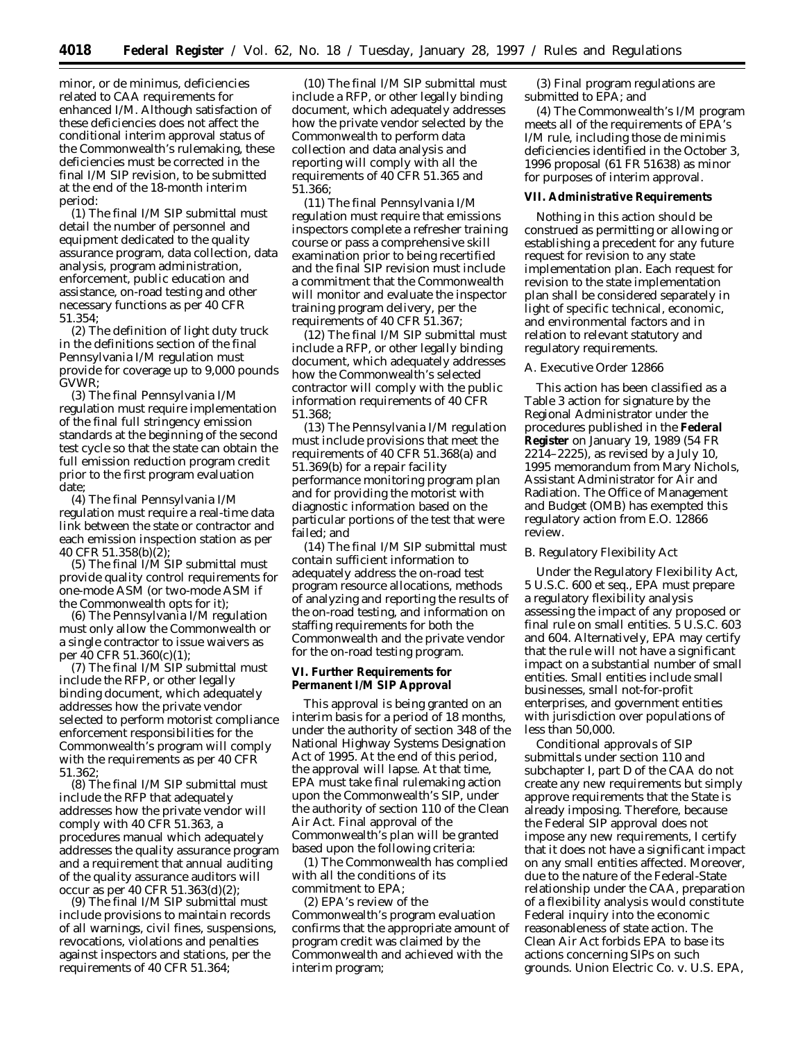minor, or de minimus, deficiencies related to CAA requirements for enhanced I/M. Although satisfaction of these deficiencies does not affect the conditional interim approval status of the Commonwealth's rulemaking, these deficiencies must be corrected in the final I/M SIP revision, to be submitted at the end of the 18-month interim period:

(1) The final I/M SIP submittal must detail the number of personnel and equipment dedicated to the quality assurance program, data collection, data analysis, program administration, enforcement, public education and assistance, on-road testing and other necessary functions as per 40 CFR 51.354;

(2) The definition of light duty truck in the definitions section of the final Pennsylvania I/M regulation must provide for coverage up to 9,000 pounds GVWR;

(3) The final Pennsylvania I/M regulation must require implementation of the final full stringency emission standards at the beginning of the second test cycle so that the state can obtain the full emission reduction program credit prior to the first program evaluation date;

(4) The final Pennsylvania I/M regulation must require a real-time data link between the state or contractor and each emission inspection station as per 40 CFR 51.358(b)(2);

(5) The final I/M SIP submittal must provide quality control requirements for one-mode ASM (or two-mode ASM if the Commonwealth opts for it);

(6) The Pennsylvania I/M regulation must only allow the Commonwealth or a single contractor to issue waivers as per 40 CFR 51.360(c)(1);

(7) The final I/M SIP submittal must include the RFP, or other legally binding document, which adequately addresses how the private vendor selected to perform motorist compliance enforcement responsibilities for the Commonwealth's program will comply with the requirements as per 40 CFR 51.362;

(8) The final I/M SIP submittal must include the RFP that adequately addresses how the private vendor will comply with 40 CFR 51.363, a procedures manual which adequately addresses the quality assurance program and a requirement that annual auditing of the quality assurance auditors will occur as per 40 CFR 51.363(d)(2);

(9) The final I/M SIP submittal must include provisions to maintain records of all warnings, civil fines, suspensions, revocations, violations and penalties against inspectors and stations, per the requirements of 40 CFR 51.364;

(10) The final I/M SIP submittal must include a RFP, or other legally binding document, which adequately addresses how the private vendor selected by the Commonwealth to perform data collection and data analysis and reporting will comply with all the requirements of 40 CFR 51.365 and 51.366;

(11) The final Pennsylvania I/M regulation must require that emissions inspectors complete a refresher training course or pass a comprehensive skill examination prior to being recertified and the final SIP revision must include a commitment that the Commonwealth will monitor and evaluate the inspector training program delivery, per the requirements of 40 CFR 51.367;

(12) The final I/M SIP submittal must include a RFP, or other legally binding document, which adequately addresses how the Commonwealth's selected contractor will comply with the public information requirements of 40 CFR 51.368;

(13) The Pennsylvania I/M regulation must include provisions that meet the requirements of 40 CFR 51.368(a) and 51.369(b) for a repair facility performance monitoring program plan and for providing the motorist with diagnostic information based on the particular portions of the test that were failed; and

(14) The final I/M SIP submittal must contain sufficient information to adequately address the on-road test program resource allocations, methods of analyzing and reporting the results of the on-road testing, and information on staffing requirements for both the Commonwealth and the private vendor for the on-road testing program.

## VI. Further Requirements for Permanent I/M SIP Approval

This approval is being granted on an interim basis for a period of 18 months, under the authority of section 348 of the National Highway Systems Designation Act of 1995. At the end of this period, the approval will lapse. At that time, EPA must take final rulemaking action upon the Commonwealth's SIP, under the authority of section 110 of the Clean Air Act. Final approval of the Commonwealth's plan will be granted based upon the following criteria:

(1) The Commonwealth has complied with all the conditions of its commitment to EPA;

(2) EPA's review of the Commonwealth's program evaluation confirms that the appropriate amount of program credit was claimed by the Commonwealth and achieved with the interim program;

(3) Final program regulations are submitted to EPA; and

(4) The Commonwealth's I/M program meets all of the requirements of EPA's I/M rule, including those de minimis deficiencies identified in the October 3, 1996 proposal (61 FR 51638) as minor for purposes of interim approval.

## VII. Administrative Requirements

Nothing in this action should be construed as permitting or allowing or establishing a precedent for any future request for revision to any state implementation plan. Each request for revision to the state implementation plan shall be considered separately in light of specific technical, economic, and environmental factors and in relation to relevant statutory and regulatory requirements.

### A. Executive Order 12866

This action has been classified as a Table 3 action for signature by the Regional Administrator under the procedures published in the **Federal Register** on January 19, 1989 (54 FR 2214–2225), as revised by a July 10, 1995 memorandum from Mary Nichols, Assistant Administrator for Air and Radiation. The Office of Management and Budget (OMB) has exempted this regulatory action from E.O. 12866 review.

### B. Regulatory Flexibility Act

Under the Regulatory Flexibility Act, 5 U.S.C. 600 et seq., EPA must prepare a regulatory flexibility analysis assessing the impact of any proposed or final rule on small entities. 5 U.S.C. 603 and 604. Alternatively, EPA may certify that the rule will not have a significant impact on a substantial number of small entities. Small entities include small businesses, small not-for-profit enterprises, and government entities with jurisdiction over populations of less than 50,000.

Conditional approvals of SIP submittals under section 110 and subchapter I, part D of the CAA do not create any new requirements but simply approve requirements that the State is already imposing. Therefore, because the Federal SIP approval does not impose any new requirements, I certify that it does not have a significant impact on any small entities affected. Moreover, due to the nature of the Federal-State relationship under the CAA, preparation of a flexibility analysis would constitute Federal inquiry into the economic reasonableness of state action. The Clean Air Act forbids EPA to base its actions concerning SIPs on such grounds. Union Electric Co. v. U.S. EPA,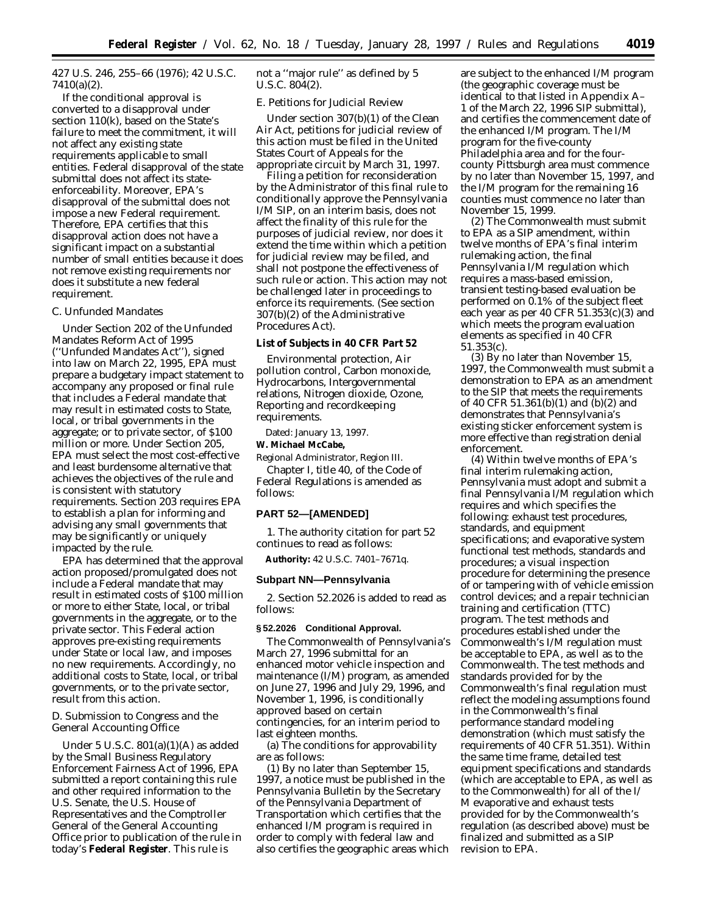427 U.S. 246, 255–66 (1976); 42 U.S.C. 7410(a)(2).

If the conditional approval is converted to a disapproval under section 110(k), based on the State's failure to meet the commitment, it will not affect any existing state requirements applicable to small entities. Federal disapproval of the state submittal does not affect its state-enforceability. Moreover, EPA's disapproval of the submittal does not impose a new Federal requirement. Therefore, EPA certifies that this disapproval action does not have a significant impact on a substantial number of small entities because it does not remove existing requirements nor does it substitute a new federal requirement.

*C. Unfunded Mandates*

Under Section 202 of the Unfunded Mandates Reform Act of 1995 (''Unfunded Mandates Act''), signed into law on March 22, 1995, EPA must prepare a budgetary impact statement to accompany any proposed or final rule that includes a Federal mandate that may result in estimated costs to State, local, or tribal governments in the aggregate; or to private sector, of $100 million or more. Under Section 205, EPA must select the most cost-effective and least burdensome alternative that achieves the objectives of the rule and is consistent with statutory requirements. Section 203 requires EPA to establish a plan for informing and advising any small governments that may be significantly or uniquely impacted by the rule.

EPA has determined that the approval action proposed/promulgated does not include a Federal mandate that may result in estimated costs of $100 million or more to either State, local, or tribal governments in the aggregate, or to the private sector. This Federal action approves pre-existing requirements under State or local law, and imposes no new requirements. Accordingly, no additional costs to State, local, or tribal governments, or to the private sector, result from this action.

*D. Submission to Congress and the General Accounting Office*

Under 5 U.S.C. 801(a)(1)(A) as added by the Small Business Regulatory Enforcement Fairness Act of 1996, EPA submitted a report containing this rule and other required information to the U.S. Senate, the U.S. House of Representatives and the Comptroller General of the General Accounting Office prior to publication of the rule in today's **Federal Register**. This rule is not a ''major rule'' as defined by 5 U.S.C. 804(2).

*E. Petitions for Judicial Review*

Under section 307(b)(1) of the Clean Air Act, petitions for judicial review of this action must be filed in the United States Court of Appeals for the appropriate circuit by March 31, 1997. Filing a petition for reconsideration by the Administrator of this final rule to conditionally approve the Pennsylvania I/M SIP, on an interim basis, does not affect the finality of this rule for the purposes of judicial review, nor does it extend the time within which a petition for judicial review may be filed, and shall not postpone the effectiveness of such rule or action. This action may not be challenged later in proceedings to enforce its requirements. (See section 307(b)(2) of the Administrative Procedures Act).

**List of Subjects in 40 CFR Part 52**

Environmental protection, Air pollution control, Carbon monoxide, Hydrocarbons, Intergovernmental relations, Nitrogen dioxide, Ozone, Reporting and recordkeeping requirements.

Dated: January 13, 1997.

**W. Michael McCabe,**

*Regional Administrator, Region III.*

Chapter I, title 40, of the Code of Federal Regulations is amended as follows:

## PART 52—[AMENDED]

1. The authority citation for part 52 continues to read as follows:

**Authority:** 42 U.S.C. 7401–7671q.

### Subpart NN—Pennsylvania

2. Section 52.2026 is added to read as follows:

**§ 52.2026 Conditional Approval.**

The Commonwealth of Pennsylvania's March 27, 1996 submittal for an enhanced motor vehicle inspection and maintenance (I/M) program, as amended on June 27, 1996 and July 29, 1996, and November 1, 1996, is conditionally approved based on certain contingencies, for an interim period to last eighteen months.

(a) The conditions for approvability are as follows:

(1) By no later than September 15, 1997, a notice must be published in the Pennsylvania Bulletin by the Secretary of the Pennsylvania Department of Transportation which certifies that the enhanced I/M program is required in order to comply with federal law and also certifies the geographic areas which are subject to the enhanced I/M program (the geographic coverage must be identical to that listed in Appendix A–1 of the March 22, 1996 SIP submittal), and certifies the commencement date of the enhanced I/M program. The I/M program for the five-county Philadelphia area and for the four-county Pittsburgh area must commence by no later than November 15, 1997, and the I/M program for the remaining 16 counties must commence no later than November 15, 1999.

(2) The Commonwealth must submit to EPA as a SIP amendment, within twelve months of EPA's final interim rulemaking action, the final Pennsylvania I/M regulation which requires a mass-based emission, transient testing-based evaluation be performed on 0.1% of the subject fleet each year as per 40 CFR 51.353(c)(3) and which meets the program evaluation elements as specified in 40 CFR 51.353(c).

(3) By no later than November 15, 1997, the Commonwealth must submit a demonstration to EPA as an amendment to the SIP that meets the requirements of 40 CFR 51.361(b)(1) and (b)(2) and demonstrates that Pennsylvania's existing sticker enforcement system is more effective than registration denial enforcement.

(4) Within twelve months of EPA's final interim rulemaking action, Pennsylvania must adopt and submit a final Pennsylvania I/M regulation which requires and which specifies the following: exhaust test procedures, standards, and equipment specifications; and evaporative system functional test methods, standards and procedures; a visual inspection procedure for determining the presence of or tampering with of vehicle emission control devices; and a repair technician training and certification (TTC) program. The test methods and procedures established under the Commonwealth's I/M regulation must be acceptable to EPA, as well as to the Commonwealth. The test methods and standards provided for by the Commonwealth's final regulation must reflect the modeling assumptions found in the Commonwealth's final performance standard modeling demonstration (which must satisfy the requirements of 40 CFR 51.351). Within the same time frame, detailed test equipment specifications and standards (which are acceptable to EPA, as well as to the Commonwealth) for all of the I/M evaporative and exhaust tests provided for by the Commonwealth's regulation (as described above) must be finalized and submitted as a SIP revision to EPA.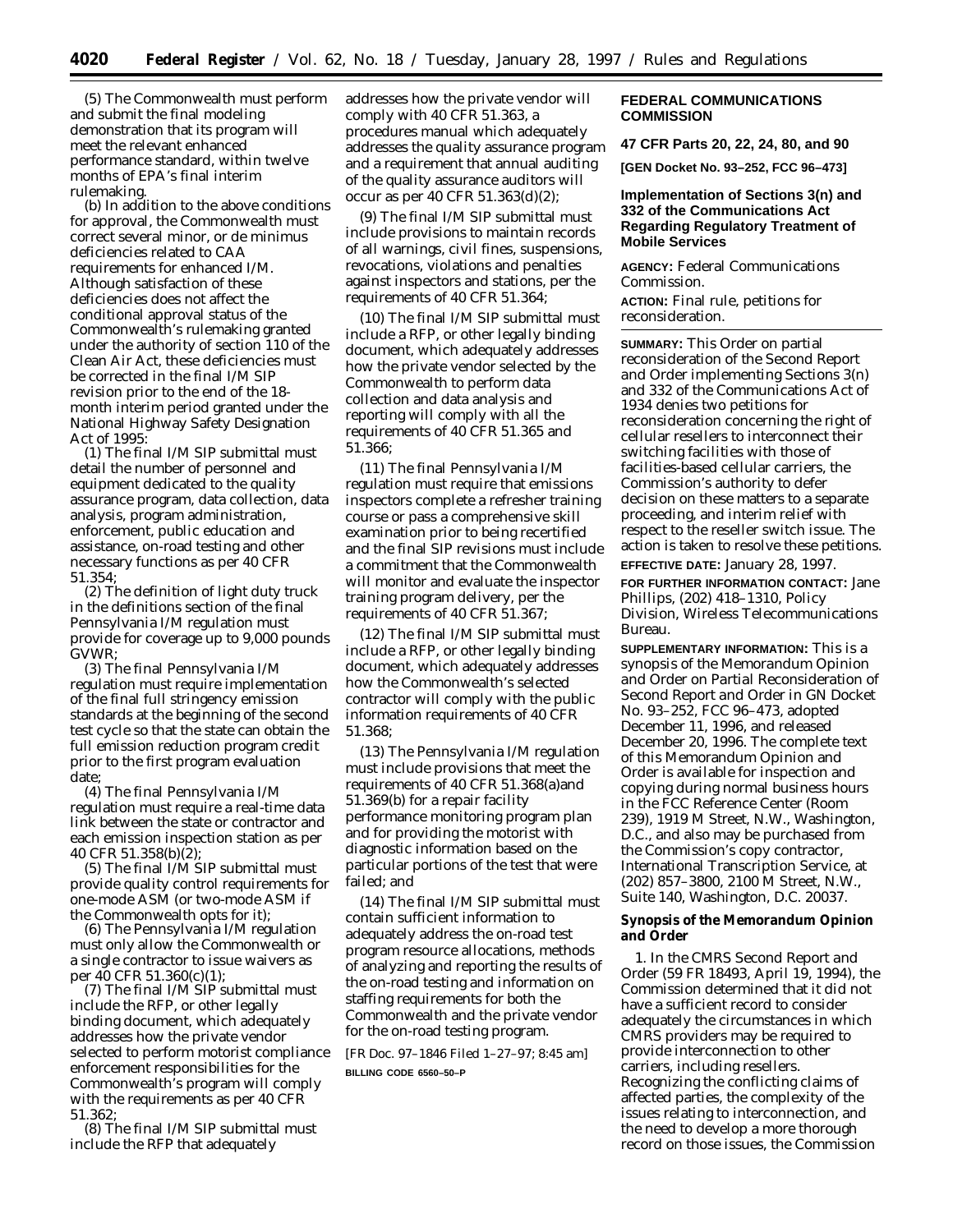(5) The Commonwealth must perform and submit the final modeling demonstration that its program will meet the relevant enhanced performance standard, within twelve months of EPA's final interim rulemaking.

(b) In addition to the above conditions for approval, the Commonwealth must correct several minor, or de minimus deficiencies related to CAA requirements for enhanced I/M. Although satisfaction of these deficiencies does not affect the conditional approval status of the Commonwealth's rulemaking granted under the authority of section 110 of the Clean Air Act, these deficiencies must be corrected in the final I/M SIP revision prior to the end of the 18-month interim period granted under the National Highway Safety Designation Act of 1995:

(1) The final I/M SIP submittal must detail the number of personnel and equipment dedicated to the quality assurance program, data collection, data analysis, program administration, enforcement, public education and assistance, on-road testing and other necessary functions as per 40 CFR 51.354;

(2) The definition of light duty truck in the definitions section of the final Pennsylvania I/M regulation must provide for coverage up to 9,000 pounds GVWR;

(3) The final Pennsylvania I/M regulation must require implementation of the final full stringency emission standards at the beginning of the second test cycle so that the state can obtain the full emission reduction program credit prior to the first program evaluation date;

(4) The final Pennsylvania I/M regulation must require a real-time data link between the state or contractor and each emission inspection station as per 40 CFR 51.358(b)(2);

(5) The final I/M SIP submittal must provide quality control requirements for one-mode ASM (or two-mode ASM if the Commonwealth opts for it);

(6) The Pennsylvania I/M regulation must only allow the Commonwealth or a single contractor to issue waivers as per 40 CFR 51.360(c)(1);

(7) The final I/M SIP submittal must include the RFP, or other legally binding document, which adequately addresses how the private vendor selected to perform motorist compliance enforcement responsibilities for the Commonwealth's program will comply with the requirements as per 40 CFR 51.362;

(8) The final I/M SIP submittal must include the RFP that adequately addresses how the private vendor will comply with 40 CFR 51.363, a procedures manual which adequately addresses the quality assurance program and a requirement that annual auditing of the quality assurance auditors will occur as per 40 CFR 51.363(d)(2);

(9) The final I/M SIP submittal must include provisions to maintain records of all warnings, civil fines, suspensions, revocations, violations and penalties against inspectors and stations, per the requirements of 40 CFR 51.364;

(10) The final I/M SIP submittal must include a RFP, or other legally binding document, which adequately addresses how the private vendor selected by the Commonwealth to perform data collection and data analysis and reporting will comply with all the requirements of 40 CFR 51.365 and 51.366;

(11) The final Pennsylvania I/M regulation must require that emissions inspectors complete a refresher training course or pass a comprehensive skill examination prior to being recertified and the final SIP revisions must include a commitment that the Commonwealth will monitor and evaluate the inspector training program delivery, per the requirements of 40 CFR 51.367;

(12) The final I/M SIP submittal must include a RFP, or other legally binding document, which adequately addresses how the Commonwealth's selected contractor will comply with the public information requirements of 40 CFR 51.368;

(13) The Pennsylvania I/M regulation must include provisions that meet the requirements of 40 CFR 51.368(a)and 51.369(b) for a repair facility performance monitoring program plan and for providing the motorist with diagnostic information based on the particular portions of the test that were failed; and

(14) The final I/M SIP submittal must contain sufficient information to adequately address the on-road test program resource allocations, methods of analyzing and reporting the results of the on-road testing and information on staffing requirements for both the Commonwealth and the private vendor for the on-road testing program.

[FR Doc. 97–1846 Filed 1–27–97; 8:45 am]

**BILLING CODE 6560–50–P**

## FEDERAL COMMUNICATIONS COMMISSION

**47 CFR Parts 20, 22, 24, 80, and 90**

**[GEN Docket No. 93–252, FCC 96–473]**

### Implementation of Sections 3(n) and 332 of the Communications Act Regarding Regulatory Treatment of Mobile Services

**AGENCY:** Federal Communications Commission.

**ACTION:** Final rule, petitions for reconsideration.

**SUMMARY:** This Order on partial reconsideration of the Second Report and Order implementing Sections 3(n) and 332 of the Communications Act of 1934 denies two petitions for reconsideration concerning the right of cellular resellers to interconnect their switching facilities with those of facilities-based cellular carriers, the Commission's authority to defer decision on these matters to a separate proceeding, and interim relief with respect to the reseller switch issue. The action is taken to resolve these petitions.

**EFFECTIVE DATE:** January 28, 1997.

**FOR FURTHER INFORMATION CONTACT:** Jane Phillips, (202) 418–1310, Policy Division, Wireless Telecommunications Bureau.

**SUPPLEMENTARY INFORMATION:** This is a synopsis of the Memorandum Opinion and Order on Partial Reconsideration of Second Report and Order in GN Docket No. 93–252, FCC 96–473, adopted December 11, 1996, and released December 20, 1996. The complete text of this Memorandum Opinion and Order is available for inspection and copying during normal business hours in the FCC Reference Center (Room 239), 1919 M Street, N.W., Washington, D.C., and also may be purchased from the Commission's copy contractor, International Transcription Service, at (202) 857–3800, 2100 M Street, N.W., Suite 140, Washington, D.C. 20037.

### Synopsis of the Memorandum Opinion and Order

1. In the CMRS Second Report and Order (59 FR 18493, April 19, 1994), the Commission determined that it did not have a sufficient record to consider adequately the circumstances in which CMRS providers may be required to provide interconnection to other carriers, including resellers. Recognizing the conflicting claims of affected parties, the complexity of the issues relating to interconnection, and the need to develop a more thorough record on those issues, the Commission